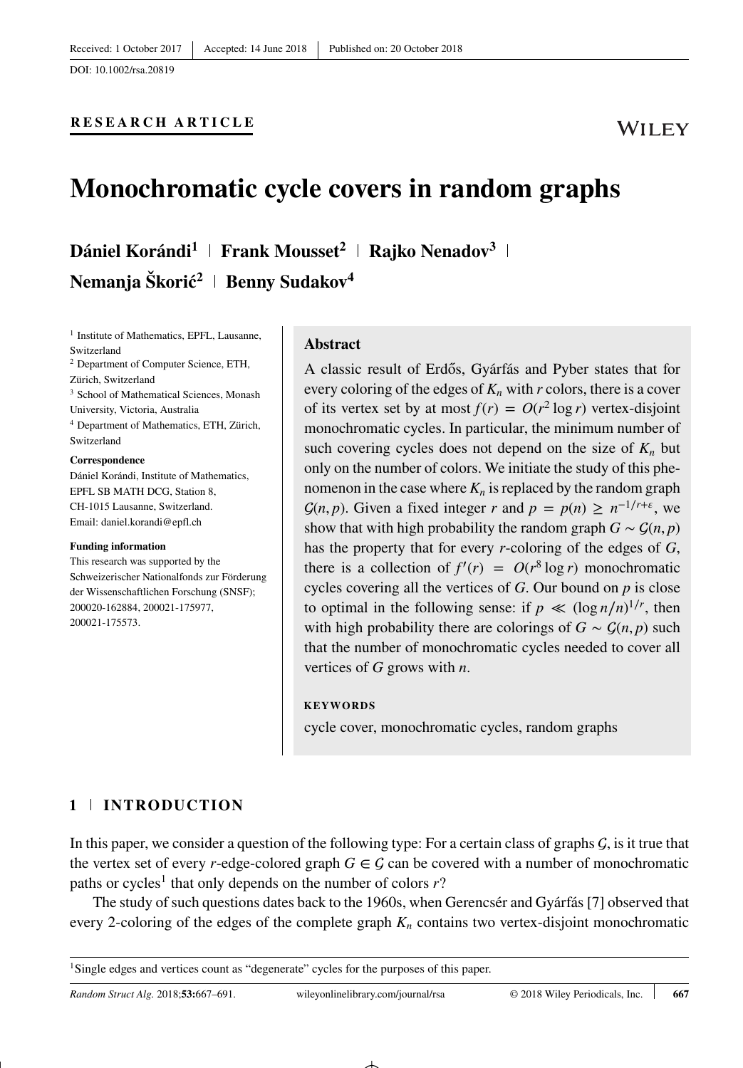Received: 1 October 2017 | Accepted: 14 June 2018 | Published on: 20 October 2018

DOI: 10.1002/rsa.20819

**RESEARCH ARTICLE**

# Monochromatic cycle covers in random graphs

**Dániel Korándi[1] | Frank Mousset[2] | Rajko Nenadov[3] | Nemanja Škorić[2] | Benny Sudakov[4]**

[1] Institute of Mathematics, EPFL, Lausanne, Switzerland

[2] Department of Computer Science, ETH, Zürich, Switzerland

[3] School of Mathematical Sciences, Monash University, Victoria, Australia

[4] Department of Mathematics, ETH, Zürich, Switzerland

**Correspondence**

Dániel Korándi, Institute of Mathematics, EPFL SB MATH DCG, Station 8, CH-1015 Lausanne, Switzerland.
Email: daniel.korandi@epfl.ch

**Funding information**

This research was supported by the Schweizerischer Nationalfonds zur Förderung der Wissenschaftlichen Forschung (SNSF); 200020-162884, 200021-175977, 200021-175573.

## Abstract

A classic result of Erdős, Gyárfás and Pyber states that for every coloring of the edges of $K_n$ with $r$ colors, there is a cover of its vertex set by at most $f(r) = O(r^2 \log r)$ vertex-disjoint monochromatic cycles. In particular, the minimum number of such covering cycles does not depend on the size of $K_n$ but only on the number of colors. We initiate the study of this phenomenon in the case where $K_n$ is replaced by the random graph $\mathcal{G}(n, p)$. Given a fixed integer $r$ and $p = p(n) \geq n^{-1/r+\epsilon}$, we show that with high probability the random graph $G \sim \mathcal{G}(n, p)$ has the property that for every $r$-coloring of the edges of $G$, there is a collection of $f'(r) = O(r^8 \log r)$ monochromatic cycles covering all the vertices of $G$. Our bound on $p$ is close to optimal in the following sense: if $p \ll (\log n/n)^{1/r}$, then with high probability there are colorings of $G \sim \mathcal{G}(n, p)$ such that the number of monochromatic cycles needed to cover all vertices of $G$ grows with $n$.

**KEYWORDS**

cycle cover, monochromatic cycles, random graphs

## 1 | INTRODUCTION

In this paper, we consider a question of the following type: For a certain class of graphs $\mathcal{G}$, is it true that the vertex set of every $r$-edge-colored graph $G \in \mathcal{G}$ can be covered with a number of monochromatic paths or cycles[1] that only depends on the number of colors $r$?

The study of such questions dates back to the 1960s, when Gerencsér and Gyárfás [7] observed that every 2-coloring of the edges of the complete graph $K_n$ contains two vertex-disjoint monochromatic

[1] Single edges and vertices count as "degenerate" cycles for the purposes of this paper.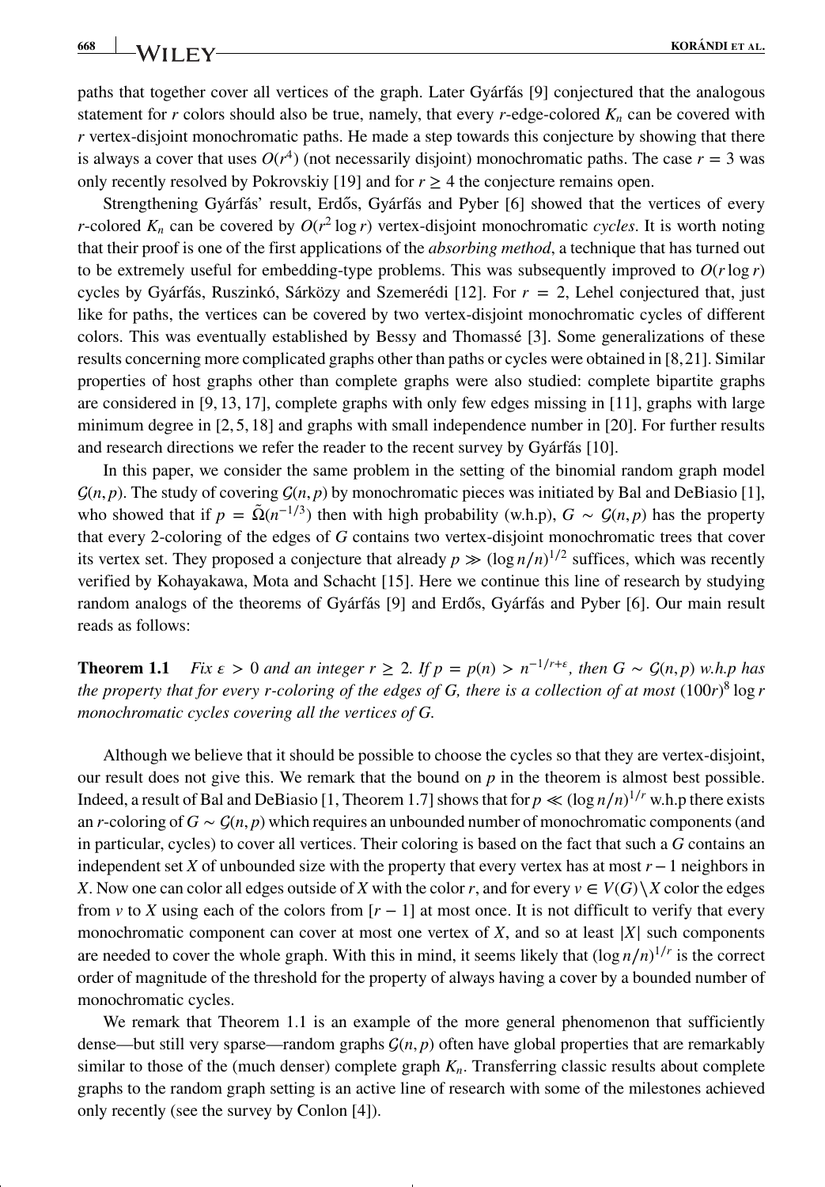paths that together cover all vertices of the graph. Later Gyárfás [9] conjectured that the analogous statement for $r$ colors should also be true, namely, that every $r$-edge-colored $K_n$ can be covered with $r$ vertex-disjoint monochromatic paths. He made a step towards this conjecture by showing that there is always a cover that uses $O(r^4)$ (not necessarily disjoint) monochromatic paths. The case $r = 3$ was only recently resolved by Pokrovskiy [19] and for $r \geq 4$ the conjecture remains open.

Strengthening Gyárfás' result, Erdős, Gyárfás and Pyber [6] showed that the vertices of every $r$-colored $K_n$ can be covered by $O(r^2 \log r)$ vertex-disjoint monochromatic *cycles*. It is worth noting that their proof is one of the first applications of the *absorbing method*, a technique that has turned out to be extremely useful for embedding-type problems. This was subsequently improved to $O(r \log r)$ cycles by Gyárfás, Ruszinkó, Sárközy and Szemerédi [12]. For $r = 2$, Lehel conjectured that, just like for paths, the vertices can be covered by two vertex-disjoint monochromatic cycles of different colors. This was eventually established by Bessy and Thomassé [3]. Some generalizations of these results concerning more complicated graphs other than paths or cycles were obtained in [8,21]. Similar properties of host graphs other than complete graphs were also studied: complete bipartite graphs are considered in [9,13,17], complete graphs with only few edges missing in [11], graphs with large minimum degree in [2,5,18] and graphs with small independence number in [20]. For further results and research directions we refer the reader to the recent survey by Gyárfás [10].

In this paper, we consider the same problem in the setting of the binomial random graph model $\mathcal{G}(n, p)$. The study of covering $\mathcal{G}(n, p)$ by monochromatic pieces was initiated by Bal and DeBiasio [1], who showed that if $p = \tilde{\Omega}(n^{-1/3})$ then with high probability (w.h.p), $G \sim \mathcal{G}(n, p)$ has the property that every 2-coloring of the edges of $G$ contains two vertex-disjoint monochromatic trees that cover its vertex set. They proposed a conjecture that already $p \gg (\log n/n)^{1/2}$ suffices, which was recently verified by Kohayakawa, Mota and Schacht [15]. Here we continue this line of research by studying random analogs of the theorems of Gyárfás [9] and Erdős, Gyárfás and Pyber [6]. Our main result reads as follows:

**Theorem 1.1** *Fix $\varepsilon > 0$ and an integer $r \geq 2$. If $p = p(n) > n^{-1/r+\varepsilon}$, then $G \sim \mathcal{G}(n, p)$ w.h.p has the property that for every $r$-coloring of the edges of $G$, there is a collection of at most $(100r)^8 \log r$ monochromatic cycles covering all the vertices of $G$.*

Although we believe that it should be possible to choose the cycles so that they are vertex-disjoint, our result does not give this. We remark that the bound on $p$ in the theorem is almost best possible. Indeed, a result of Bal and DeBiasio [1, Theorem 1.7] shows that for $p \ll (\log n/n)^{1/r}$ w.h.p there exists an $r$-coloring of $G \sim \mathcal{G}(n, p)$ which requires an unbounded number of monochromatic components (and in particular, cycles) to cover all vertices. Their coloring is based on the fact that such a $G$ contains an independent set $X$ of unbounded size with the property that every vertex has at most $r - 1$ neighbors in $X$. Now one can color all edges outside of $X$ with the color $r$, and for every $v \in V(G) \setminus X$ color the edges from $v$ to $X$ using each of the colors from $[r - 1]$ at most once. It is not difficult to verify that every monochromatic component can cover at most one vertex of $X$, and so at least $|X|$ such components are needed to cover the whole graph. With this in mind, it seems likely that $(\log n/n)^{1/r}$ is the correct order of magnitude of the threshold for the property of always having a cover by a bounded number of monochromatic cycles.

We remark that Theorem 1.1 is an example of the more general phenomenon that sufficiently dense—but still very sparse—random graphs $\mathcal{G}(n, p)$ often have global properties that are remarkably similar to those of the (much denser) complete graph $K_n$. Transferring classic results about complete graphs to the random graph setting is an active line of research with some of the milestones achieved only recently (see the survey by Conlon [4]).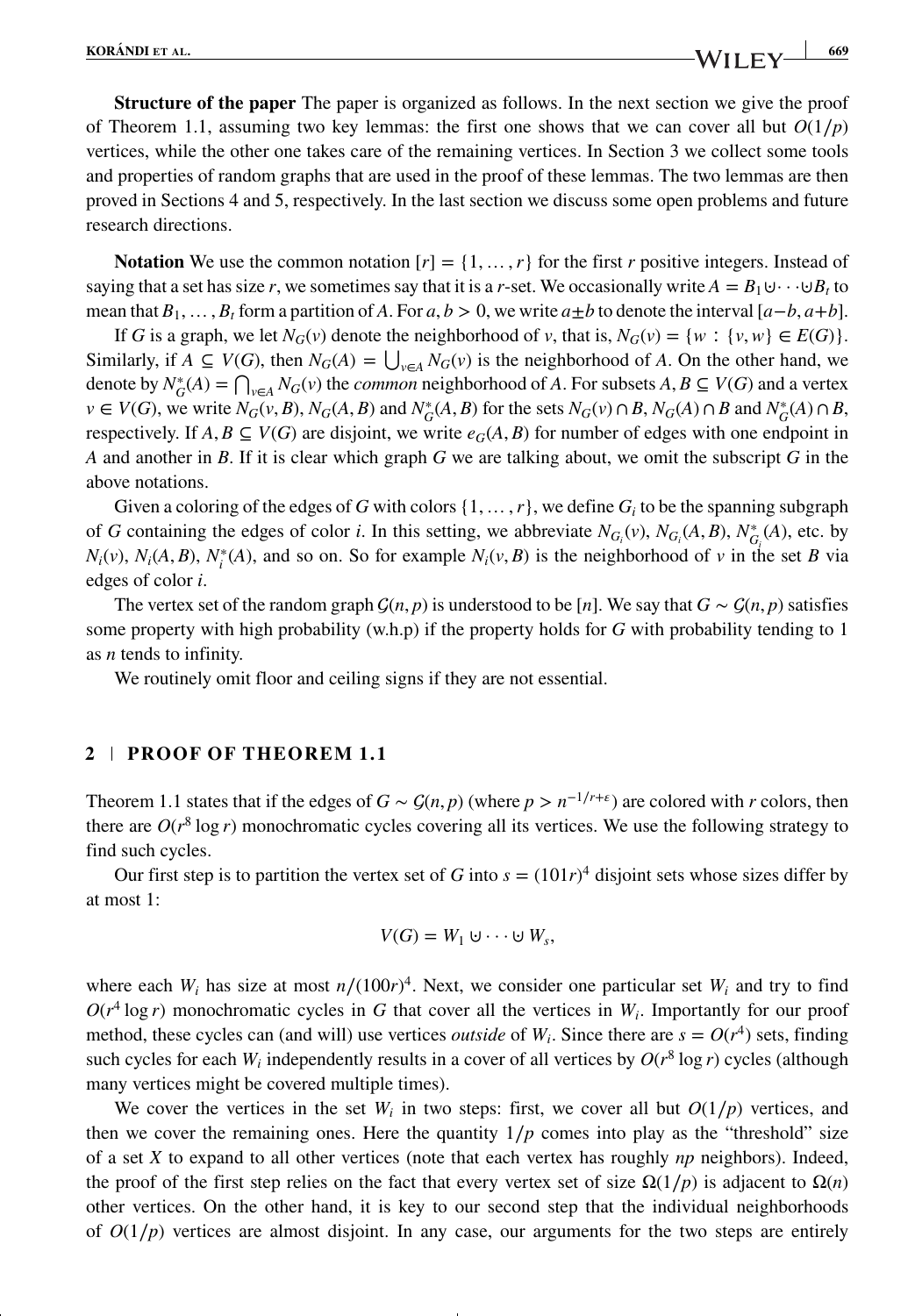**Structure of the paper** The paper is organized as follows. In the next section we give the proof of Theorem 1.1, assuming two key lemmas: the first one shows that we can cover all but $O(1/p)$ vertices, while the other one takes care of the remaining vertices. In Section 3 we collect some tools and properties of random graphs that are used in the proof of these lemmas. The two lemmas are then proved in Sections 4 and 5, respectively. In the last section we discuss some open problems and future research directions.

**Notation** We use the common notation $[r] = \{1, \dots, r\}$ for the first $r$ positive integers. Instead of saying that a set has size $r$, we sometimes say that it is a $r$-set. We occasionally write $A = B_1 \cup \cdots \cup B_t$ to mean that $B_1, \dots, B_t$ form a partition of $A$. For $a, b > 0$, we write $a \pm b$ to denote the interval $[a-b, a+b]$.

If $G$ is a graph, we let $N_G(v)$ denote the neighborhood of $v$, that is, $N_G(v) = \{w : \{v, w\} \in E(G)\}$. Similarly, if $A \subseteq V(G)$, then $N_G(A) = \bigcup_{v \in A} N_G(v)$ is the neighborhood of $A$. On the other hand, we denote by $N^*_G(A) = \bigcap_{v \in A} N_G(v)$ the *common* neighborhood of $A$. For subsets $A, B \subseteq V(G)$ and a vertex $v \in V(G)$, we write $N_G(v, B)$, $N_G(A, B)$ and $N^*_G(A, B)$ for the sets $N_G(v) \cap B$, $N_G(A) \cap B$ and $N^*_G(A) \cap B$, respectively. If $A, B \subseteq V(G)$ are disjoint, we write $e_G(A, B)$ for number of edges with one endpoint in $A$ and another in $B$. If it is clear which graph $G$ we are talking about, we omit the subscript $G$ in the above notations.

Given a coloring of the edges of $G$ with colors $\{1, \dots, r\}$, we define $G_i$ to be the spanning subgraph of $G$ containing the edges of color $i$. In this setting, we abbreviate $N_{G_i}(v)$, $N_{G_i}(A, B)$, $N^*_{G_i}(A)$, etc. by $N_i(v)$, $N_i(A, B)$, $N^*_i(A)$, and so on. So for example $N_i(v, B)$ is the neighborhood of $v$ in the set $B$ via edges of color $i$.

The vertex set of the random graph $\mathcal{G}(n, p)$ is understood to be $[n]$. We say that $G \sim \mathcal{G}(n, p)$ satisfies some property with high probability (w.h.p) if the property holds for $G$ with probability tending to 1 as $n$ tends to infinity.

We routinely omit floor and ceiling signs if they are not essential.

## 2 | PROOF OF THEOREM 1.1

Theorem 1.1 states that if the edges of $G \sim \mathcal{G}(n, p)$ (where $p > n^{-1/r+\epsilon}$) are colored with $r$ colors, then there are $O(r^8 \log r)$ monochromatic cycles covering all its vertices. We use the following strategy to find such cycles.

Our first step is to partition the vertex set of $G$ into $s = (101r)^4$ disjoint sets whose sizes differ by at most 1:

$$V(G) = W_1 \cup \cdots \cup W_s,$$

where each $W_i$ has size at most $n/(100r)^4$. Next, we consider one particular set $W_i$ and try to find $O(r^4 \log r)$ monochromatic cycles in $G$ that cover all the vertices in $W_i$. Importantly for our proof method, these cycles can (and will) use vertices *outside* of $W_i$. Since there are $s = O(r^4)$ sets, finding such cycles for each $W_i$ independently results in a cover of all vertices by $O(r^8 \log r)$ cycles (although many vertices might be covered multiple times).

We cover the vertices in the set $W_i$ in two steps: first, we cover all but $O(1/p)$ vertices, and then we cover the remaining ones. Here the quantity $1/p$ comes into play as the "threshold" size of a set $X$ to expand to all other vertices (note that each vertex has roughly $np$ neighbors). Indeed, the proof of the first step relies on the fact that every vertex set of size $\Omega(1/p)$ is adjacent to $\Omega(n)$ other vertices. On the other hand, it is key to our second step that the individual neighborhoods of $O(1/p)$ vertices are almost disjoint. In any case, our arguments for the two steps are entirely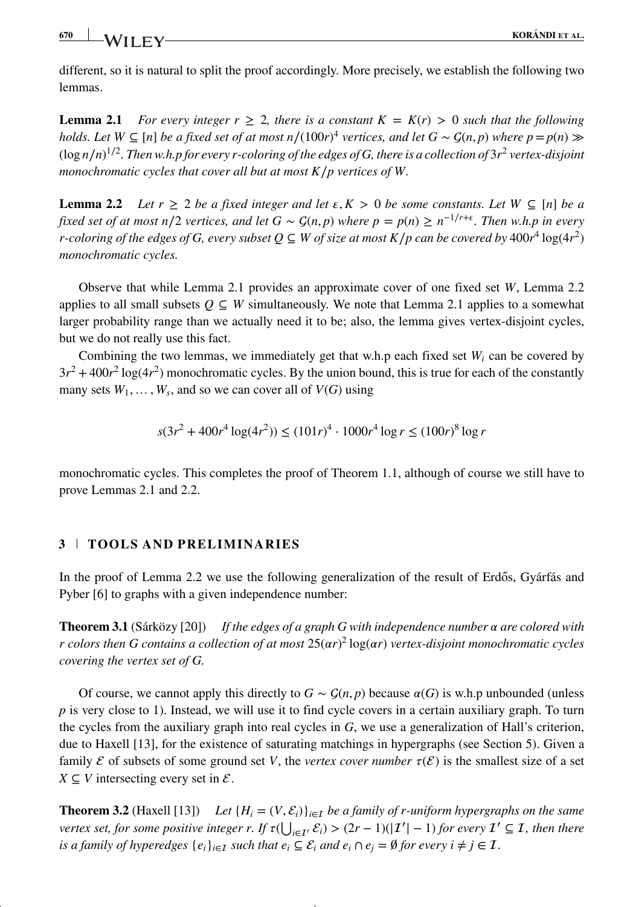different, so it is natural to split the proof accordingly. More precisely, we establish the following two lemmas.

**Lemma 2.1** *For every integer $r \geq 2$, there is a constant $K = K(r) > 0$ such that the following holds. Let $W \subseteq [n]$ be a fixed set of at most $n/(100r)^4$ vertices, and let $G \sim \mathcal{G}(n,p)$ where $p = p(n) \gg (\log n/n)^{1/2}$. Then w.h.p for every $r$-coloring of the edges of $G$, there is a collection of $3r^2$ vertex-disjoint monochromatic cycles that cover all but at most $K/p$ vertices of $W$.*

**Lemma 2.2** *Let $r \geq 2$ be a fixed integer and let $\varepsilon, K > 0$ be some constants. Let $W \subseteq [n]$ be a fixed set of at most $n/2$ vertices, and let $G \sim \mathcal{G}(n,p)$ where $p = p(n) \geq n^{-1/r+\varepsilon}$. Then w.h.p in every $r$-coloring of the edges of $G$, every subset $Q \subseteq W$ of size at most $K/p$ can be covered by $400r^4 \log(4r^2)$ monochromatic cycles.*

Observe that while Lemma 2.1 provides an approximate cover of one fixed set $W$, Lemma 2.2 applies to all small subsets $Q \subseteq W$ simultaneously. We note that Lemma 2.1 applies to a somewhat larger probability range than we actually need it to be; also, the lemma gives vertex-disjoint cycles, but we do not really use this fact.

Combining the two lemmas, we immediately get that w.h.p each fixed set $W_i$ can be covered by $3r^2 + 400r^2 \log(4r^2)$ monochromatic cycles. By the union bound, this is true for each of the constantly many sets $W_1, \ldots, W_s$, and so we can cover all of $V(G)$ using

$$s(3r^2 + 400r^4 \log(4r^2)) \leq (101r)^4 \cdot 1000r^4 \log r \leq (100r)^8 \log r$$

monochromatic cycles. This completes the proof of Theorem 1.1, although of course we still have to prove Lemmas 2.1 and 2.2.

## 3 | TOOLS AND PRELIMINARIES

In the proof of Lemma 2.2 we use the following generalization of the result of Erdős, Gyárfás and Pyber [6] to graphs with a given independence number:

**Theorem 3.1** (Sárközy [20]) *If the edges of a graph $G$ with independence number $\alpha$ are colored with $r$ colors then $G$ contains a collection of at most $25(\alpha r)^2 \log(\alpha r)$ vertex-disjoint monochromatic cycles covering the vertex set of $G$.*

Of course, we cannot apply this directly to $G \sim \mathcal{G}(n,p)$ because $\alpha(G)$ is w.h.p unbounded (unless $p$ is very close to 1). Instead, we will use it to find cycle covers in a certain auxiliary graph. To turn the cycles from the auxiliary graph into real cycles in $G$, we use a generalization of Hall's criterion, due to Haxell [13], for the existence of saturating matchings in hypergraphs (see Section 5). Given a family $\mathcal{E}$ of subsets of some ground set $V$, the *vertex cover number* $\tau(\mathcal{E})$ is the smallest size of a set $X \subseteq V$ intersecting every set in $\mathcal{E}$.

**Theorem 3.2** (Haxell [13]) *Let $\{H_i = (V, \mathcal{E}_i)\}_{i \in \mathcal{I}}$ be a family of $r$-uniform hypergraphs on the same vertex set, for some positive integer $r$. If $\tau(\bigcup_{i \in \mathcal{I}'} \mathcal{E}_i) > (2r-1)(|\mathcal{I}'|-1)$ for every $\mathcal{I}' \subseteq \mathcal{I}$, then there is a family of hyperedges $\{e_i\}_{i \in \mathcal{I}}$ such that $e_i \subseteq \mathcal{E}_i$ and $e_i \cap e_j = \emptyset$ for every $i \neq j \in \mathcal{I}$.*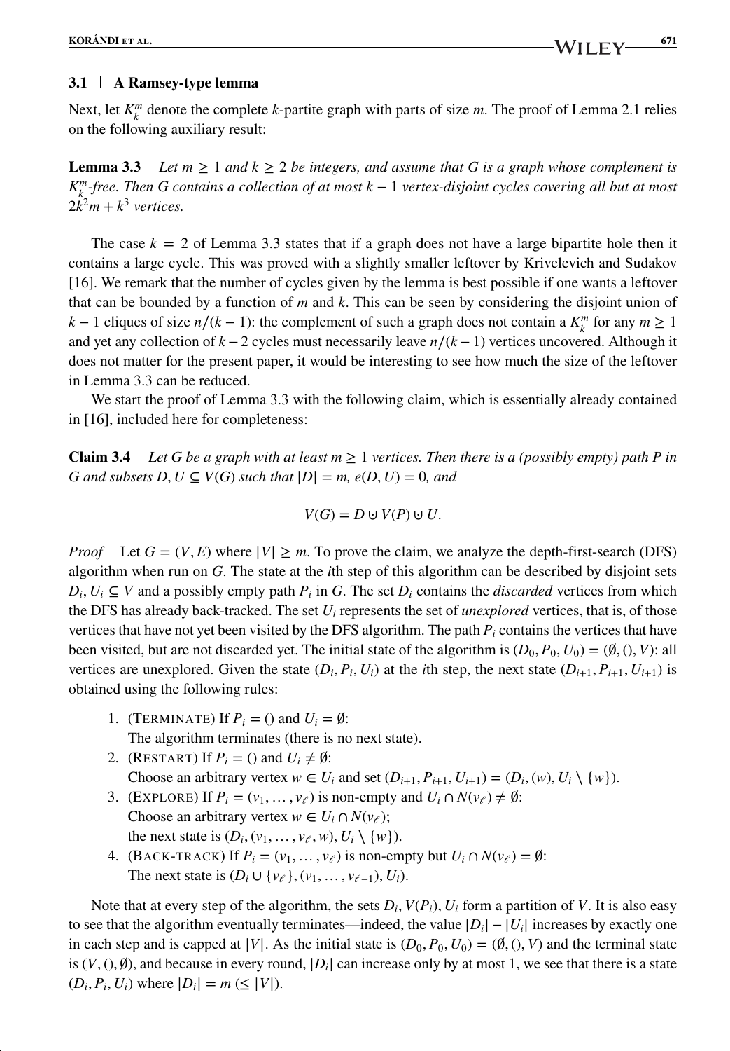### 3.1 | A Ramsey-type lemma

Next, let $K_k^m$ denote the complete $k$-partite graph with parts of size $m$. The proof of Lemma 2.1 relies on the following auxiliary result:

**Lemma 3.3** *Let $m \geq 1$ and $k \geq 2$ be integers, and assume that $G$ is a graph whose complement is $K_k^m$-free. Then $G$ contains a collection of at most $k-1$ vertex-disjoint cycles covering all but at most $2k^2m + k^3$ vertices.*

The case $k = 2$ of Lemma 3.3 states that if a graph does not have a large bipartite hole then it contains a large cycle. This was proved with a slightly smaller leftover by Krivelevich and Sudakov [16]. We remark that the number of cycles given by the lemma is best possible if one wants a leftover that can be bounded by a function of $m$ and $k$. This can be seen by considering the disjoint union of $k-1$ cliques of size $n/(k-1)$: the complement of such a graph does not contain a $K_k^m$ for any $m \geq 1$ and yet any collection of $k-2$ cycles must necessarily leave $n/(k-1)$ vertices uncovered. Although it does not matter for the present paper, it would be interesting to see how much the size of the leftover in Lemma 3.3 can be reduced.

We start the proof of Lemma 3.3 with the following claim, which is essentially already contained in [16], included here for completeness:

**Claim 3.4** *Let $G$ be a graph with at least $m \geq 1$ vertices. Then there is a (possibly empty) path $P$ in $G$ and subsets $D, U \subseteq V(G)$ such that $|D| = m$, $e(D, U) = 0$, and*

$$V(G) = D \cup V(P) \cup U.$$

*Proof* Let $G = (V, E)$ where $|V| \geq m$. To prove the claim, we analyze the depth-first-search (DFS) algorithm when run on $G$. The state at the $i$th step of this algorithm can be described by disjoint sets $D_i, U_i \subseteq V$ and a possibly empty path $P_i$ in $G$. The set $D_i$ contains the *discarded* vertices from which the DFS has already back-tracked. The set $U_i$ represents the set of *unexplored* vertices, that is, of those vertices that have not yet been visited by the DFS algorithm. The path $P_i$ contains the vertices that have been visited, but are not discarded yet. The initial state of the algorithm is $(D_0, P_0, U_0) = (\emptyset, (), V)$: all vertices are unexplored. Given the state $(D_i, P_i, U_i)$ at the $i$th step, the next state $(D_{i+1}, P_{i+1}, U_{i+1})$ is obtained using the following rules:

1. (Terminate) If $P_i = ()$ and $U_i = \emptyset$:
   The algorithm terminates (there is no next state).
2. (Restart) If $P_i = ()$ and $U_i \neq \emptyset$:
   Choose an arbitrary vertex $w \in U_i$ and set $(D_{i+1}, P_{i+1}, U_{i+1}) = (D_i, (w), U_i \setminus \{w\})$.
3. (Explore) If $P_i = (v_1, \ldots, v_\ell)$ is non-empty and $U_i \cap N(v_\ell) \neq \emptyset$:
   Choose an arbitrary vertex $w \in U_i \cap N(v_\ell)$;
   the next state is $(D_i, (v_1, \ldots, v_\ell, w), U_i \setminus \{w\})$.
4. (Back-track) If $P_i = (v_1, \ldots, v_\ell)$ is non-empty but $U_i \cap N(v_\ell) = \emptyset$:
   The next state is $(D_i \cup \{v_\ell\}, (v_1, \ldots, v_{\ell-1}), U_i)$.

Note that at every step of the algorithm, the sets $D_i, V(P_i), U_i$ form a partition of $V$. It is also easy to see that the algorithm eventually terminates—indeed, the value $|D_i| - |U_i|$ increases by exactly one in each step and is capped at $|V|$. As the initial state is $(D_0, P_0, U_0) = (\emptyset, (), V)$ and the terminal state is $(V, (), \emptyset)$, and because in every round, $|D_i|$ can increase only by at most 1, we see that there is a state $(D_i, P_i, U_i)$ where $|D_i| = m$ $(\leq |V|)$.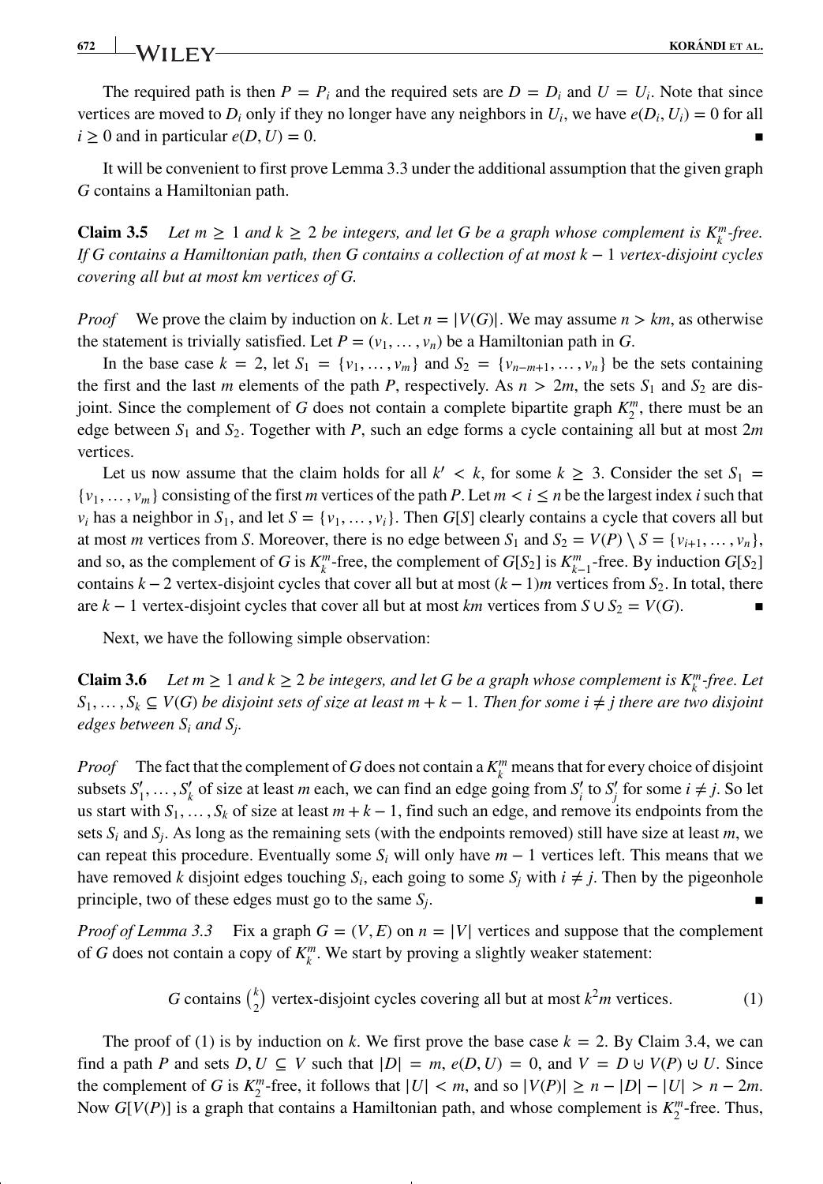The required path is then $P = P_i$ and the required sets are $D = D_i$ and $U = U_i$. Note that since vertices are moved to $D_i$ only if they no longer have any neighbors in $U_i$, we have $e(D_i, U_i) = 0$ for all $i \geq 0$ and in particular $e(D, U) = 0$. ∎

It will be convenient to first prove Lemma 3.3 under the additional assumption that the given graph $G$ contains a Hamiltonian path.

**Claim 3.5** *Let $m \geq 1$ and $k \geq 2$ be integers, and let $G$ be a graph whose complement is $K_k^m$-free. If $G$ contains a Hamiltonian path, then $G$ contains a collection of at most $k-1$ vertex-disjoint cycles covering all but at most $km$ vertices of $G$.*

*Proof* We prove the claim by induction on $k$. Let $n = |V(G)|$. We may assume $n > km$, as otherwise the statement is trivially satisfied. Let $P = (v_1, \ldots, v_n)$ be a Hamiltonian path in $G$.

In the base case $k = 2$, let $S_1 = \{v_1, \ldots, v_m\}$ and $S_2 = \{v_{n-m+1}, \ldots, v_n\}$ be the sets containing the first and the last $m$ elements of the path $P$, respectively. As $n > 2m$, the sets $S_1$ and $S_2$ are disjoint. Since the complement of $G$ does not contain a complete bipartite graph $K_2^m$, there must be an edge between $S_1$ and $S_2$. Together with $P$, such an edge forms a cycle containing all but at most $2m$ vertices.

Let us now assume that the claim holds for all $k' < k$, for some $k \geq 3$. Consider the set $S_1 = \{v_1, \ldots, v_m\}$ consisting of the first $m$ vertices of the path $P$. Let $m < i \leq n$ be the largest index $i$ such that $v_i$ has a neighbor in $S_1$, and let $S = \{v_1, \ldots, v_i\}$. Then $G[S]$ clearly contains a cycle that covers all but at most $m$ vertices from $S$. Moreover, there is no edge between $S_1$ and $S_2 = V(P) \setminus S = \{v_{i+1}, \ldots, v_n\}$, and so, as the complement of $G$ is $K_k^m$-free, the complement of $G[S_2]$ is $K_{k-1}^m$-free. By induction $G[S_2]$ contains $k-2$ vertex-disjoint cycles that cover all but at most $(k-1)m$ vertices from $S_2$. In total, there are $k-1$ vertex-disjoint cycles that cover all but at most $km$ vertices from $S \cup S_2 = V(G)$. ∎

Next, we have the following simple observation:

**Claim 3.6** *Let $m \geq 1$ and $k \geq 2$ be integers, and let $G$ be a graph whose complement is $K_k^m$-free. Let $S_1, \ldots, S_k \subseteq V(G)$ be disjoint sets of size at least $m + k - 1$. Then for some $i \neq j$ there are two disjoint edges between $S_i$ and $S_j$.*

*Proof* The fact that the complement of $G$ does not contain a $K_k^m$ means that for every choice of disjoint subsets $S_1', \ldots, S_k'$ of size at least $m$ each, we can find an edge going from $S_i'$ to $S_j'$ for some $i \neq j$. So let us start with $S_1, \ldots, S_k$ of size at least $m + k - 1$, find such an edge, and remove its endpoints from the sets $S_i$ and $S_j$. As long as the remaining sets (with the endpoints removed) still have size at least $m$, we can repeat this procedure. Eventually some $S_i$ will only have $m - 1$ vertices left. This means that we have removed $k$ disjoint edges touching $S_i$, each going to some $S_j$ with $i \neq j$. Then by the pigeonhole principle, two of these edges must go to the same $S_j$. ∎

*Proof of Lemma 3.3* Fix a graph $G = (V, E)$ on $n = |V|$ vertices and suppose that the complement of $G$ does not contain a copy of $K_k^m$. We start by proving a slightly weaker statement:

$$G \text{ contains } \binom{k}{2} \text{ vertex-disjoint cycles covering all but at most } k^2 m \text{ vertices.} \tag{1}$$

The proof of (1) is by induction on $k$. We first prove the base case $k = 2$. By Claim 3.4, we can find a path $P$ and sets $D, U \subseteq V$ such that $|D| = m$, $e(D, U) = 0$, and $V = D \cup V(P) \cup U$. Since the complement of $G$ is $K_2^m$-free, it follows that $|U| < m$, and so $|V(P)| \geq n - |D| - |U| > n - 2m$. Now $G[V(P)]$ is a graph that contains a Hamiltonian path, and whose complement is $K_2^m$-free. Thus,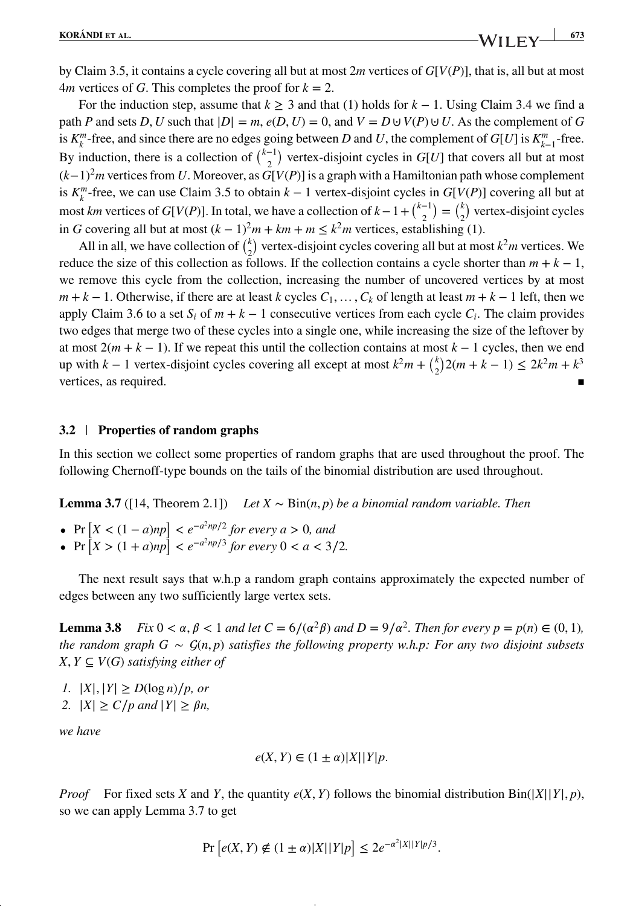by Claim 3.5, it contains a cycle covering all but at most $2m$ vertices of $G[V(P)]$, that is, all but at most $4m$ vertices of $G$. This completes the proof for $k = 2$.

For the induction step, assume that $k \geq 3$ and that (1) holds for $k-1$. Using Claim 3.4 we find a path $P$ and sets $D, U$ such that $|D| = m$, $e(D, U) = 0$, and $V = D \cup V(P) \cup U$. As the complement of $G$ is $K_k^m$-free, and since there are no edges going between $D$ and $U$, the complement of $G[U]$ is $K_{k-1}^m$-free. By induction, there is a collection of $\binom{k-1}{2}$ vertex-disjoint cycles in $G[U]$ that covers all but at most $(k-1)^2 m$ vertices from $U$. Moreover, as $G[V(P)]$ is a graph with a Hamiltonian path whose complement is $K_k^m$-free, we can use Claim 3.5 to obtain $k-1$ vertex-disjoint cycles in $G[V(P)]$ covering all but at most $km$ vertices of $G[V(P)]$. In total, we have a collection of $k - 1 + \binom{k-1}{2} = \binom{k}{2}$ vertex-disjoint cycles in $G$ covering all but at most $(k-1)^2 m + km + m \leq k^2 m$ vertices, establishing (1).

All in all, we have collection of $\binom{k}{2}$ vertex-disjoint cycles covering all but at most $k^2 m$ vertices. We reduce the size of this collection as follows. If the collection contains a cycle shorter than $m + k - 1$, we remove this cycle from the collection, increasing the number of uncovered vertices by at most $m + k - 1$. Otherwise, if there are at least $k$ cycles $C_1, \dots, C_k$ of length at least $m + k - 1$ left, then we apply Claim 3.6 to a set $S_i$ of $m + k - 1$ consecutive vertices from each cycle $C_i$. The claim provides two edges that merge two of these cycles into a single one, while increasing the size of the leftover by at most $2(m + k - 1)$. If we repeat this until the collection contains at most $k-1$ cycles, then we end up with $k-1$ vertex-disjoint cycles covering all except at most $k^2 m + \binom{k}{2} 2(m + k - 1) \leq 2k^2 m + k^3$ vertices, as required. ∎

### 3.2 | Properties of random graphs

In this section we collect some properties of random graphs that are used throughout the proof. The following Chernoff-type bounds on the tails of the binomial distribution are used throughout.

**Lemma 3.7** ([14, Theorem 2.1]) *Let $X \sim \text{Bin}(n, p)$ be a binomial random variable. Then*

- $\Pr\left[X < (1-a)np\right] < e^{-a^2 np/2}$ *for every $a > 0$, and*
- $\Pr\left[X > (1+a)np\right] < e^{-a^2 np/3}$ *for every $0 < a < 3/2$.*

The next result says that w.h.p a random graph contains approximately the expected number of edges between any two sufficiently large vertex sets.

**Lemma 3.8** *Fix $0 < \alpha, \beta < 1$ and let $C = 6/(\alpha^2 \beta)$ and $D = 9/\alpha^2$. Then for every $p = p(n) \in (0, 1)$, the random graph $G \sim \mathcal{G}(n, p)$ satisfies the following property w.h.p: For any two disjoint subsets $X, Y \subseteq V(G)$ satisfying either of*

1. *$|X|, |Y| \geq D(\log n)/p$, or*
2. *$|X| \geq C/p$ and $|Y| \geq \beta n$,*

*we have*

$$e(X, Y) \in (1 \pm \alpha)|X||Y|p.$$

*Proof* For fixed sets $X$ and $Y$, the quantity $e(X, Y)$ follows the binomial distribution $\text{Bin}(|X||Y|, p)$, so we can apply Lemma 3.7 to get

$$\Pr\left[e(X, Y) \notin (1 \pm \alpha)|X||Y|p\right] \leq 2e^{-\alpha^2 |X||Y|p/3}.$$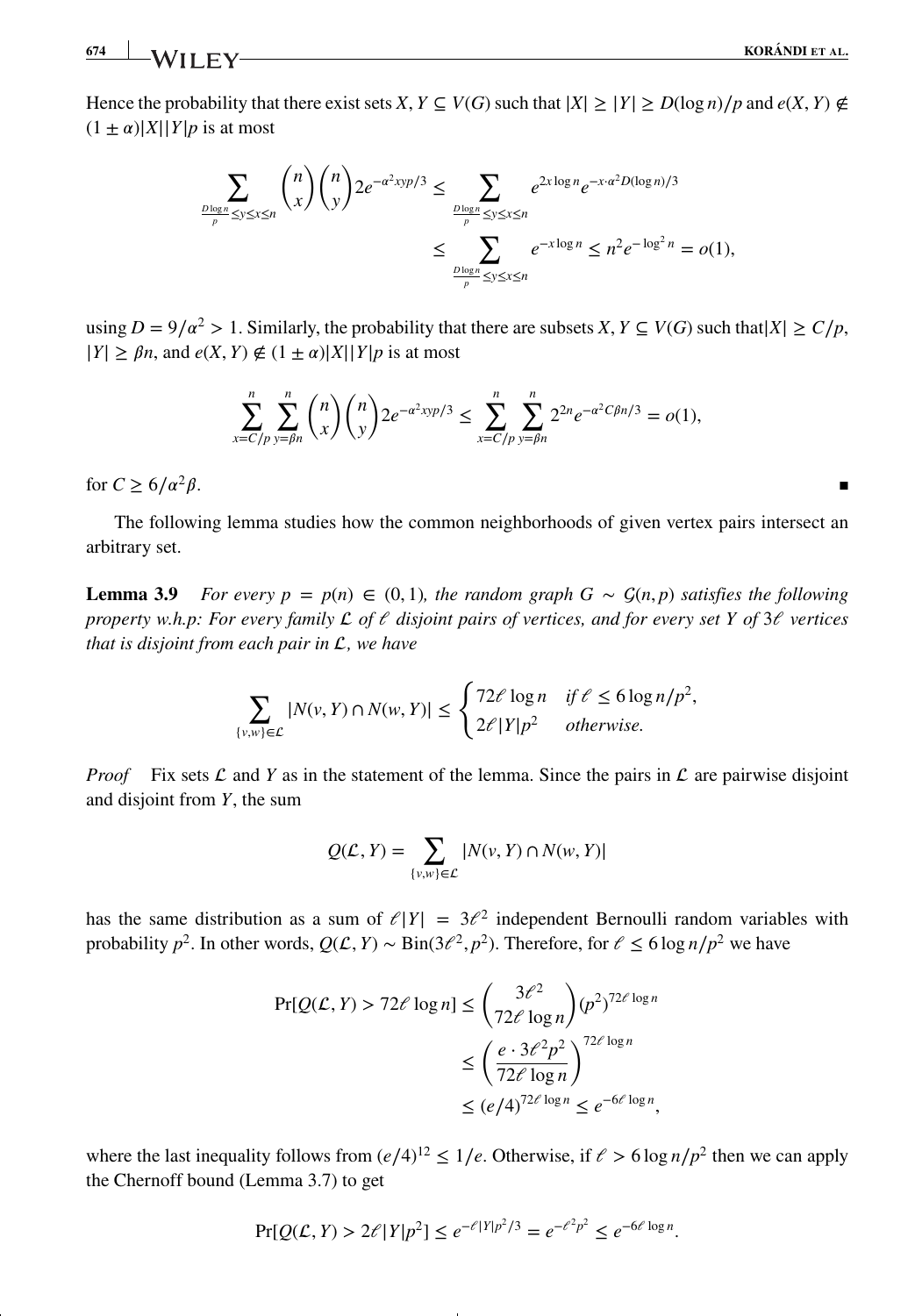Hence the probability that there exist sets $X, Y \subseteq V(G)$ such that $|X| \geq |Y| \geq D(\log n)/p$ and $e(X, Y) \notin (1 \pm \alpha)|X||Y|p$ is at most

$$\sum_{\frac{D \log n}{p} \leq y \leq x \leq n} \binom{n}{x}\binom{n}{y} 2e^{-\alpha^2 xyp/3} \leq \sum_{\frac{D \log n}{p} \leq y \leq x \leq n} e^{2x \log n} e^{-x \cdot \alpha^2 D(\log n)/3}$$
$$\leq \sum_{\frac{D \log n}{p} \leq y \leq x \leq n} e^{-x \log n} \leq n^2 e^{-\log^2 n} = o(1),$$

using $D = 9/\alpha^2 > 1$. Similarly, the probability that there are subsets $X, Y \subseteq V(G)$ such that $|X| \geq C/p$, $|Y| \geq \beta n$, and $e(X, Y) \notin (1 \pm \alpha)|X||Y|p$ is at most

$$\sum_{x=C/p}^{n} \sum_{y=\beta n}^{n} \binom{n}{x}\binom{n}{y} 2e^{-\alpha^2 xyp/3} \leq \sum_{x=C/p}^{n} \sum_{y=\beta n}^{n} 2^{2n} e^{-\alpha^2 C\beta n/3} = o(1),$$

for $C \geq 6/\alpha^2\beta$. ∎

The following lemma studies how the common neighborhoods of given vertex pairs intersect an arbitrary set.

**Lemma 3.9** *For every $p = p(n) \in (0, 1)$, the random graph $G \sim \mathcal{G}(n, p)$ satisfies the following property w.h.p: For every family $\mathcal{L}$ of $\ell$ disjoint pairs of vertices, and for every set $Y$ of $3\ell$ vertices that is disjoint from each pair in $\mathcal{L}$, we have*

$$\sum_{\{v,w\} \in \mathcal{L}} |N(v, Y) \cap N(w, Y)| \leq \begin{cases} 72\ell \log n & \text{if } \ell \leq 6 \log n/p^2, \\ 2\ell|Y|p^2 & \text{otherwise.} \end{cases}$$

*Proof* Fix sets $\mathcal{L}$ and $Y$ as in the statement of the lemma. Since the pairs in $\mathcal{L}$ are pairwise disjoint and disjoint from $Y$, the sum

$$Q(\mathcal{L}, Y) = \sum_{\{v,w\} \in \mathcal{L}} |N(v, Y) \cap N(w, Y)|$$

has the same distribution as a sum of $\ell|Y| = 3\ell^2$ independent Bernoulli random variables with probability $p^2$. In other words, $Q(\mathcal{L}, Y) \sim \text{Bin}(3\ell^2, p^2)$. Therefore, for $\ell \leq 6 \log n/p^2$ we have

$$\Pr[Q(\mathcal{L}, Y) > 72\ell \log n] \leq \binom{3\ell^2}{72\ell \log n} (p^2)^{72\ell \log n}$$
$$\leq \left(\frac{e \cdot 3\ell^2 p^2}{72\ell \log n}\right)^{72\ell \log n}$$
$$\leq (e/4)^{72\ell \log n} \leq e^{-6\ell \log n},$$

where the last inequality follows from $(e/4)^{12} \leq 1/e$. Otherwise, if $\ell > 6 \log n/p^2$ then we can apply the Chernoff bound (Lemma 3.7) to get

$$\Pr[Q(\mathcal{L}, Y) > 2\ell|Y|p^2] \leq e^{-\ell|Y|p^2/3} = e^{-\ell^2 p^2} \leq e^{-6\ell \log n}.$$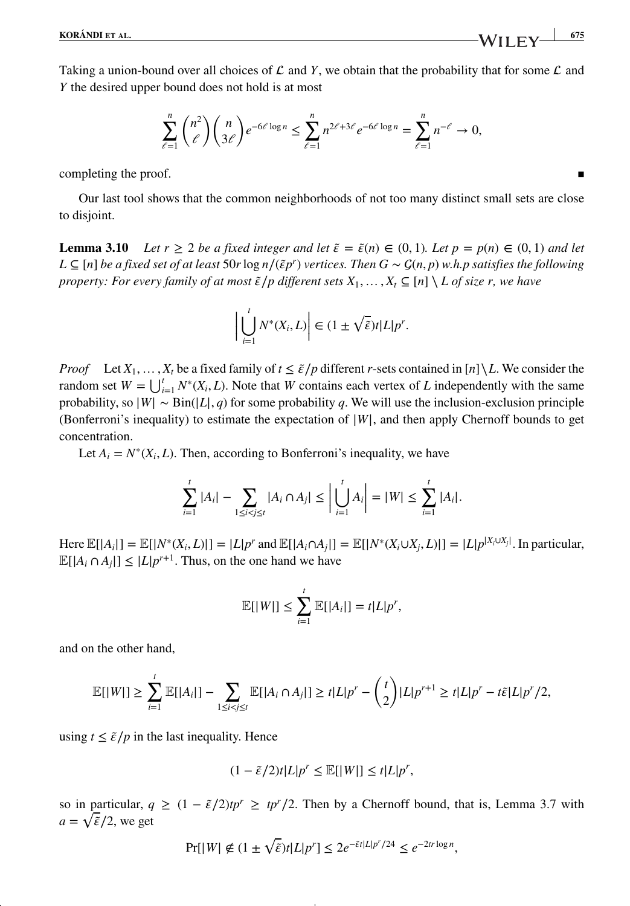Taking a union-bound over all choices of $\mathcal{L}$ and $Y$, we obtain that the probability that for some $\mathcal{L}$ and $Y$ the desired upper bound does not hold is at most

$$\sum_{\ell=1}^{n} \binom{n^2}{\ell}\binom{n}{3\ell} e^{-6\ell \log n} \leq \sum_{\ell=1}^{n} n^{2\ell+3\ell} e^{-6\ell \log n} = \sum_{\ell=1}^{n} n^{-\ell} \to 0,$$

completing the proof. ∎

Our last tool shows that the common neighborhoods of not too many distinct small sets are close to disjoint.

**Lemma 3.10** *Let $r \geq 2$ be a fixed integer and let $\tilde{\varepsilon} = \tilde{\varepsilon}(n) \in (0, 1)$. Let $p = p(n) \in (0, 1)$ and let $L \subseteq [n]$ be a fixed set of at least $50r \log n/(\tilde{\varepsilon}p^r)$ vertices. Then $G \sim \mathcal{G}(n, p)$ w.h.p satisfies the following property: For every family of at most $\tilde{\varepsilon}/p$ different sets $X_1, \ldots, X_t \subseteq [n] \setminus L$ of size $r$, we have*

$$\left| \bigcup_{i=1}^{t} N^*(X_i, L) \right| \in (1 \pm \sqrt{\tilde{\varepsilon}})t|L|p^r.$$

*Proof* Let $X_1, \ldots, X_t$ be a fixed family of $t \leq \tilde{\varepsilon}/p$ different $r$-sets contained in $[n]\setminus L$. We consider the random set $W = \bigcup_{i=1}^{t} N^*(X_i, L)$. Note that $W$ contains each vertex of $L$ independently with the same probability, so $|W| \sim \text{Bin}(|L|, q)$ for some probability $q$. We will use the inclusion-exclusion principle (Bonferroni's inequality) to estimate the expectation of $|W|$, and then apply Chernoff bounds to get concentration.

Let $A_i = N^*(X_i, L)$. Then, according to Bonferroni's inequality, we have

$$\sum_{i=1}^{t} |A_i| - \sum_{1 \leq i < j \leq t} |A_i \cap A_j| \leq \left| \bigcup_{i=1}^{t} A_i \right| = |W| \leq \sum_{i=1}^{t} |A_i|.$$

Here $\mathbb{E}[|A_i|] = \mathbb{E}[|N^*(X_i, L)|] = |L|p^r$ and $\mathbb{E}[|A_i \cap A_j|] = \mathbb{E}[|N^*(X_i \cup X_j, L)|] = |L|p^{|X_i \cup X_j|}$. In particular, $\mathbb{E}[|A_i \cap A_j|] \leq |L|p^{r+1}$. Thus, on the one hand we have

$$\mathbb{E}[|W|] \leq \sum_{i=1}^{t} \mathbb{E}[|A_i|] = t|L|p^r,$$

and on the other hand,

$$\mathbb{E}[|W|] \geq \sum_{i=1}^{t} \mathbb{E}[|A_i|] - \sum_{1 \leq i < j \leq t} \mathbb{E}[|A_i \cap A_j|] \geq t|L|p^r - \binom{t}{2}|L|p^{r+1} \geq t|L|p^r - t\tilde{\varepsilon}|L|p^r/2,$$

using $t \leq \tilde{\varepsilon}/p$ in the last inequality. Hence

$$(1 - \tilde{\varepsilon}/2)t|L|p^r \leq \mathbb{E}[|W|] \leq t|L|p^r,$$

so in particular, $q \geq (1 - \tilde{\varepsilon}/2)tp^r \geq tp^r/2$. Then by a Chernoff bound, that is, Lemma 3.7 with $a = \sqrt{\tilde{\varepsilon}}/2$, we get

$$\Pr[|W| \notin (1 \pm \sqrt{\tilde{\varepsilon}})t|L|p^r] \leq 2e^{-\tilde{\varepsilon}t|L|p^r/24} \leq e^{-2tr \log n},$$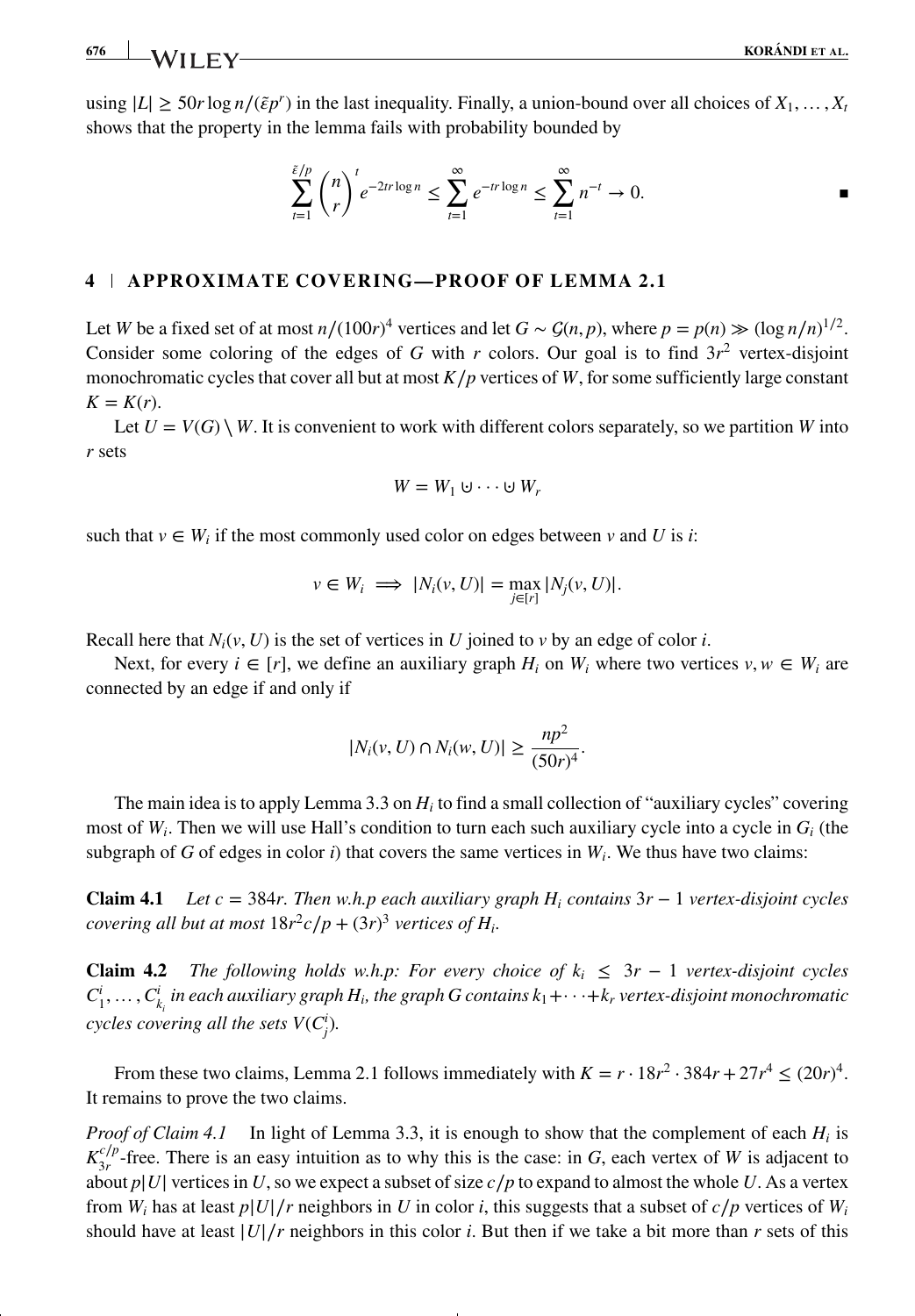using $|L| \geq 50r \log n/(\tilde{\varepsilon} p^r)$ in the last inequality. Finally, a union-bound over all choices of $X_1, \ldots, X_t$ shows that the property in the lemma fails with probability bounded by

$$\sum_{t=1}^{\tilde{\varepsilon}/p} \binom{n}{r}^t e^{-2tr\log n} \leq \sum_{t=1}^{\infty} e^{-tr\log n} \leq \sum_{t=1}^{\infty} n^{-t} \to 0. \qquad \blacksquare$$

## 4 | APPROXIMATE COVERING—PROOF OF LEMMA 2.1

Let $W$ be a fixed set of at most $n/(100r)^4$ vertices and let $G \sim \mathcal{G}(n,p)$, where $p = p(n) \gg (\log n/n)^{1/2}$. Consider some coloring of the edges of $G$ with $r$ colors. Our goal is to find $3r^2$ vertex-disjoint monochromatic cycles that cover all but at most $K/p$ vertices of $W$, for some sufficiently large constant $K = K(r)$.

Let $U = V(G) \setminus W$. It is convenient to work with different colors separately, so we partition $W$ into $r$ sets

$$W = W_1 \cup \cdots \cup W_r$$

such that $v \in W_i$ if the most commonly used color on edges between $v$ and $U$ is $i$:

$$v \in W_i \implies |N_i(v,U)| = \max_{j \in [r]} |N_j(v,U)|.$$

Recall here that $N_i(v,U)$ is the set of vertices in $U$ joined to $v$ by an edge of color $i$.

Next, for every $i \in [r]$, we define an auxiliary graph $H_i$ on $W_i$ where two vertices $v, w \in W_i$ are connected by an edge if and only if

$$|N_i(v,U) \cap N_i(w,U)| \geq \frac{np^2}{(50r)^4}.$$

The main idea is to apply Lemma 3.3 on $H_i$ to find a small collection of "auxiliary cycles" covering most of $W_i$. Then we will use Hall's condition to turn each such auxiliary cycle into a cycle in $G_i$ (the subgraph of $G$ of edges in color $i$) that covers the same vertices in $W_i$. We thus have two claims:

**Claim 4.1** *Let $c = 384r$. Then w.h.p each auxiliary graph $H_i$ contains $3r - 1$ vertex-disjoint cycles covering all but at most $18r^2c/p + (3r)^3$ vertices of $H_i$.*

**Claim 4.2** *The following holds w.h.p: For every choice of $k_i \leq 3r - 1$ vertex-disjoint cycles $C_1^i, \ldots, C_{k_i}^i$ in each auxiliary graph $H_i$, the graph $G$ contains $k_1 + \cdots + k_r$ vertex-disjoint monochromatic cycles covering all the sets $V(C_j^i)$.*

From these two claims, Lemma 2.1 follows immediately with $K = r \cdot 18r^2 \cdot 384r + 27r^4 \leq (20r)^4$. It remains to prove the two claims.

*Proof of Claim 4.1* In light of Lemma 3.3, it is enough to show that the complement of each $H_i$ is $K_{3r}^{c/p}$-free. There is an easy intuition as to why this is the case: in $G$, each vertex of $W$ is adjacent to about $p|U|$ vertices in $U$, so we expect a subset of size $c/p$ to expand to almost the whole $U$. As a vertex from $W_i$ has at least $p|U|/r$ neighbors in $U$ in color $i$, this suggests that a subset of $c/p$ vertices of $W_i$ should have at least $|U|/r$ neighbors in this color $i$. But then if we take a bit more than $r$ sets of this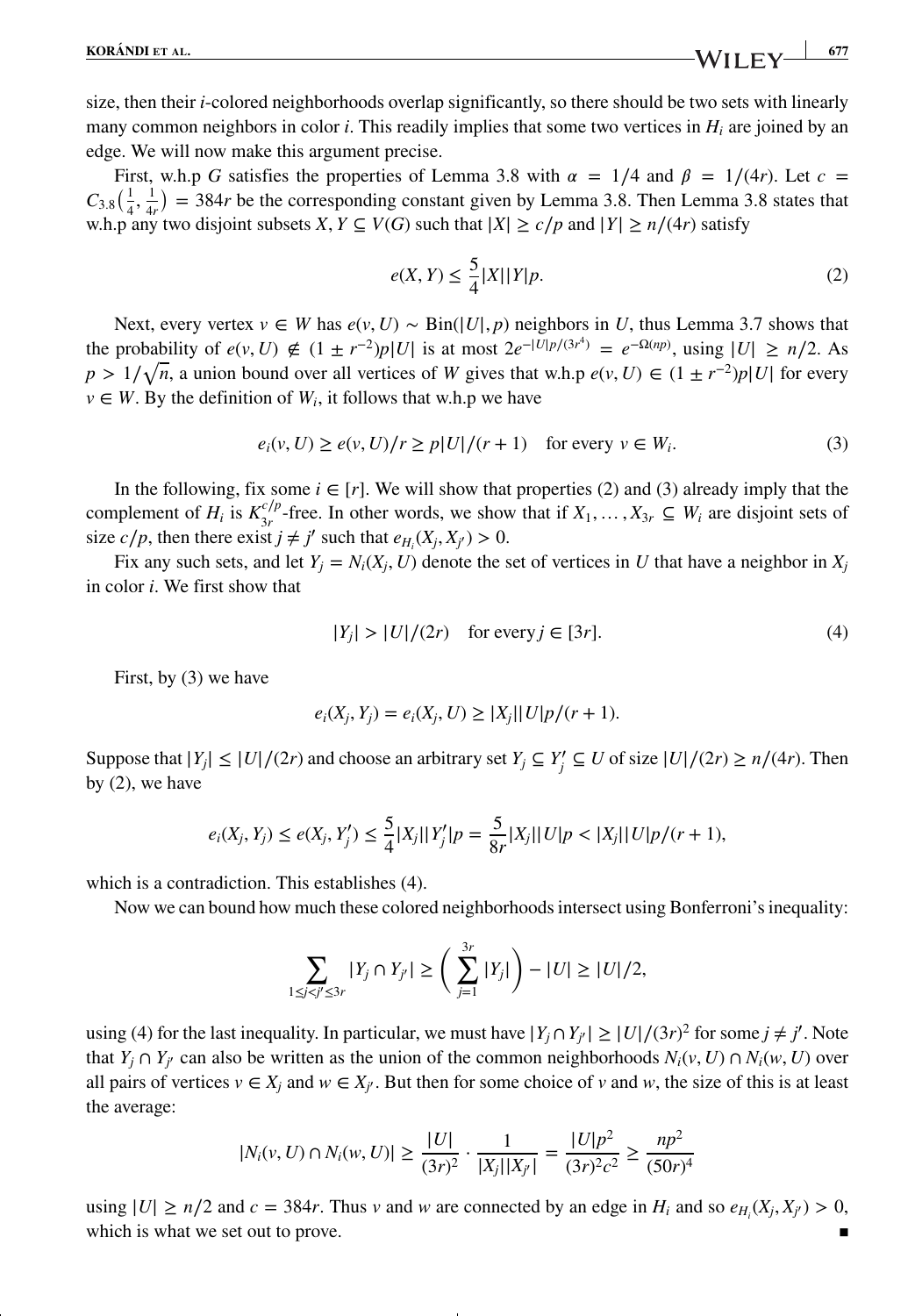size, then their $i$-colored neighborhoods overlap significantly, so there should be two sets with linearly many common neighbors in color $i$. This readily implies that some two vertices in $H_i$ are joined by an edge. We will now make this argument precise.

First, w.h.p $G$ satisfies the properties of Lemma 3.8 with $\alpha = 1/4$ and $\beta = 1/(4r)$. Let $c = C_{3.8}\left(\frac{1}{4}, \frac{1}{4r}\right) = 384r$ be the corresponding constant given by Lemma 3.8. Then Lemma 3.8 states that w.h.p any two disjoint subsets $X, Y \subseteq V(G)$ such that $|X| \geq c/p$ and $|Y| \geq n/(4r)$ satisfy

$$e(X,Y) \leq \frac{5}{4}|X||Y|p. \tag{2}$$

Next, every vertex $v \in W$ has $e(v,U) \sim \mathrm{Bin}(|U|, p)$ neighbors in $U$, thus Lemma 3.7 shows that the probability of $e(v,U) \notin (1 \pm r^{-2})p|U|$ is at most $2e^{-|U|p/(3r^4)} = e^{-\Omega(np)}$, using $|U| \geq n/2$. As $p > 1/\sqrt{n}$, a union bound over all vertices of $W$ gives that w.h.p $e(v,U) \in (1 \pm r^{-2})p|U|$ for every $v \in W$. By the definition of $W_i$, it follows that w.h.p we have

$$e_i(v,U) \geq e(v,U)/r \geq p|U|/(r+1) \quad \text{for every } v \in W_i. \tag{3}$$

In the following, fix some $i \in [r]$. We will show that properties (2) and (3) already imply that the complement of $H_i$ is $K_{3r}^{c/p}$-free. In other words, we show that if $X_1, \ldots, X_{3r} \subseteq W_i$ are disjoint sets of size $c/p$, then there exist $j \neq j'$ such that $e_{H_i}(X_j, X_{j'}) > 0$.

Fix any such sets, and let $Y_j = N_i(X_j, U)$ denote the set of vertices in $U$ that have a neighbor in $X_j$ in color $i$. We first show that

$$|Y_j| > |U|/(2r) \quad \text{for every } j \in [3r]. \tag{4}$$

First, by (3) we have

$$e_i(X_j, Y_j) = e_i(X_j, U) \geq |X_j||U|p/(r+1).$$

Suppose that $|Y_j| \leq |U|/(2r)$ and choose an arbitrary set $Y_j \subseteq Y_j' \subseteq U$ of size $|U|/(2r) \geq n/(4r)$. Then by (2), we have

$$e_i(X_j, Y_j) \leq e(X_j, Y_j') \leq \frac{5}{4}|X_j||Y_j'|p = \frac{5}{8r}|X_j||U|p < |X_j||U|p/(r+1),$$

which is a contradiction. This establishes (4).

Now we can bound how much these colored neighborhoods intersect using Bonferroni's inequality:

$$\sum_{1 \leq j < j' \leq 3r} |Y_j \cap Y_{j'}| \geq \left(\sum_{j=1}^{3r} |Y_j|\right) - |U| \geq |U|/2,$$

using (4) for the last inequality. In particular, we must have $|Y_j \cap Y_{j'}| \geq |U|/(3r)^2$ for some $j \neq j'$. Note that $Y_j \cap Y_{j'}$ can also be written as the union of the common neighborhoods $N_i(v,U) \cap N_i(w,U)$ over all pairs of vertices $v \in X_j$ and $w \in X_{j'}$. But then for some choice of $v$ and $w$, the size of this is at least the average:

$$|N_i(v,U) \cap N_i(w,U)| \geq \frac{|U|}{(3r)^2} \cdot \frac{1}{|X_j||X_{j'}|} = \frac{|U|p^2}{(3r)^2c^2} \geq \frac{np^2}{(50r)^4}$$

using $|U| \geq n/2$ and $c = 384r$. Thus $v$ and $w$ are connected by an edge in $H_i$ and so $e_{H_i}(X_j, X_{j'}) > 0$, which is what we set out to prove. ∎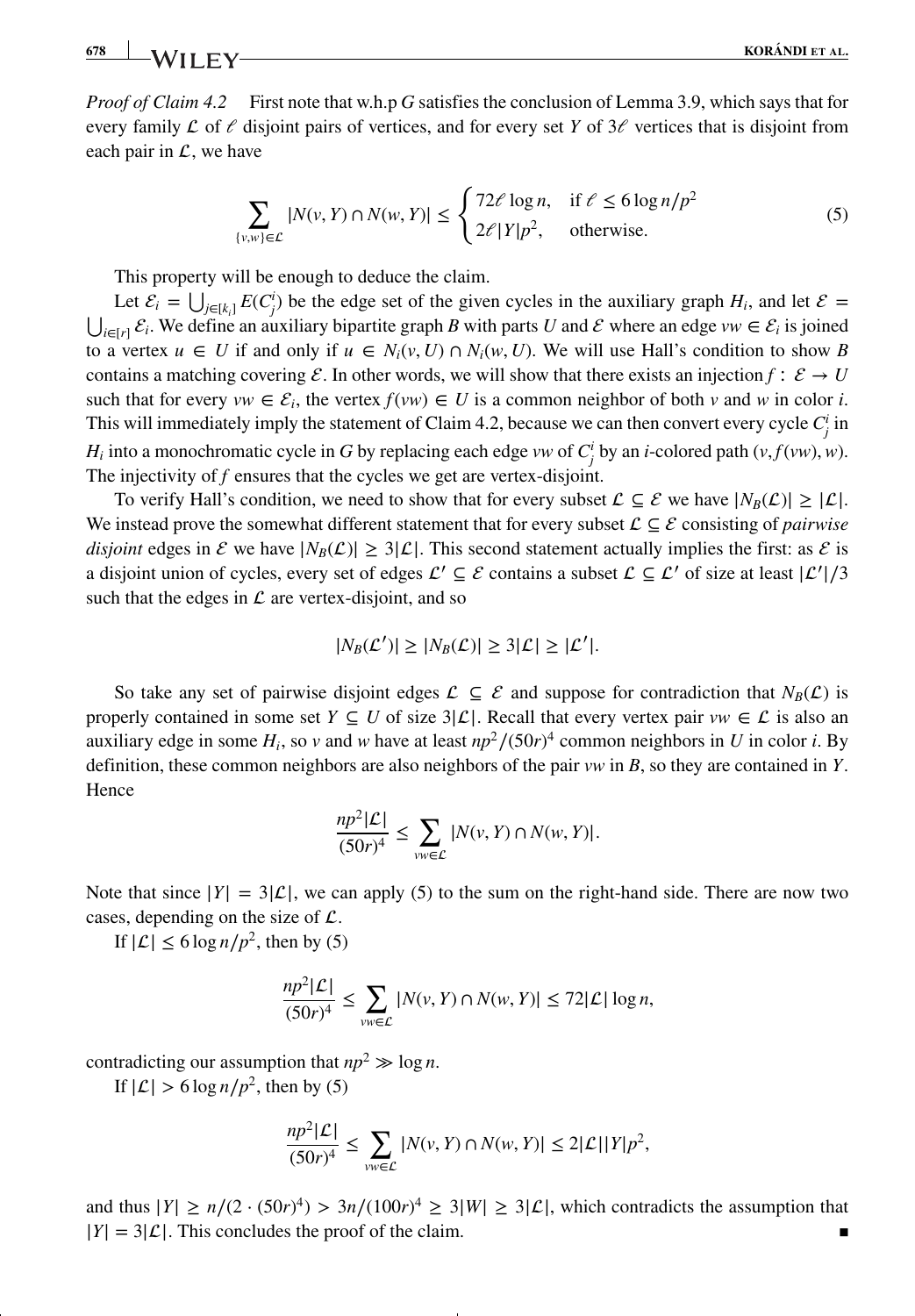*Proof of Claim 4.2* First note that w.h.p $G$ satisfies the conclusion of Lemma 3.9, which says that for every family $\mathcal{L}$ of $\ell$ disjoint pairs of vertices, and for every set $Y$ of $3\ell$ vertices that is disjoint from each pair in $\mathcal{L}$, we have

$$\sum_{\{v,w\}\in\mathcal{L}} |N(v,Y)\cap N(w,Y)| \leq \begin{cases} 72\ell\log n, & \text{if } \ell \leq 6\log n/p^2 \\ 2\ell|Y|p^2, & \text{otherwise.} \end{cases} \tag{5}$$

This property will be enough to deduce the claim.

Let $\mathcal{E}_i = \bigcup_{j\in[k_i]} E(C_j^i)$ be the edge set of the given cycles in the auxiliary graph $H_i$, and let $\mathcal{E} = \bigcup_{i\in[r]} \mathcal{E}_i$. We define an auxiliary bipartite graph $B$ with parts $U$ and $\mathcal{E}$ where an edge $vw \in \mathcal{E}_i$ is joined to a vertex $u \in U$ if and only if $u \in N_i(v,U)\cap N_i(w,U)$. We will use Hall's condition to show $B$ contains a matching covering $\mathcal{E}$. In other words, we will show that there exists an injection $f : \mathcal{E} \to U$ such that for every $vw \in \mathcal{E}_i$, the vertex $f(vw) \in U$ is a common neighbor of both $v$ and $w$ in color $i$. This will immediately imply the statement of Claim 4.2, because we can then convert every cycle $C_j^i$ in $H_i$ into a monochromatic cycle in $G$ by replacing each edge $vw$ of $C_j^i$ by an $i$-colored path $(v, f(vw), w)$. The injectivity of $f$ ensures that the cycles we get are vertex-disjoint.

To verify Hall's condition, we need to show that for every subset $\mathcal{L} \subseteq \mathcal{E}$ we have $|N_B(\mathcal{L})| \geq |\mathcal{L}|$. We instead prove the somewhat different statement that for every subset $\mathcal{L} \subseteq \mathcal{E}$ consisting of *pairwise disjoint* edges in $\mathcal{E}$ we have $|N_B(\mathcal{L})| \geq 3|\mathcal{L}|$. This second statement actually implies the first: as $\mathcal{E}$ is a disjoint union of cycles, every set of edges $\mathcal{L}' \subseteq \mathcal{E}$ contains a subset $\mathcal{L} \subseteq \mathcal{L}'$ of size at least $|\mathcal{L}'|/3$ such that the edges in $\mathcal{L}$ are vertex-disjoint, and so

$$|N_B(\mathcal{L}')| \geq |N_B(\mathcal{L})| \geq 3|\mathcal{L}| \geq |\mathcal{L}'|.$$

So take any set of pairwise disjoint edges $\mathcal{L} \subseteq \mathcal{E}$ and suppose for contradiction that $N_B(\mathcal{L})$ is properly contained in some set $Y \subseteq U$ of size $3|\mathcal{L}|$. Recall that every vertex pair $vw \in \mathcal{L}$ is also an auxiliary edge in some $H_i$, so $v$ and $w$ have at least $np^2/(50r)^4$ common neighbors in $U$ in color $i$. By definition, these common neighbors are also neighbors of the pair $vw$ in $B$, so they are contained in $Y$. Hence

$$\frac{np^2|\mathcal{L}|}{(50r)^4} \leq \sum_{vw\in\mathcal{L}} |N(v,Y)\cap N(w,Y)|.$$

Note that since $|Y| = 3|\mathcal{L}|$, we can apply (5) to the sum on the right-hand side. There are now two cases, depending on the size of $\mathcal{L}$.

If $|\mathcal{L}| \leq 6\log n/p^2$, then by (5)

$$\frac{np^2|\mathcal{L}|}{(50r)^4} \leq \sum_{vw\in\mathcal{L}} |N(v,Y)\cap N(w,Y)| \leq 72|\mathcal{L}|\log n,$$

contradicting our assumption that $np^2 \gg \log n$.

If $|\mathcal{L}| > 6\log n/p^2$, then by (5)

$$\frac{np^2|\mathcal{L}|}{(50r)^4} \leq \sum_{vw\in\mathcal{L}} |N(v,Y)\cap N(w,Y)| \leq 2|\mathcal{L}||Y|p^2,$$

and thus $|Y| \geq n/(2\cdot(50r)^4) > 3n/(100r)^4 \geq 3|W| \geq 3|\mathcal{L}|$, which contradicts the assumption that $|Y| = 3|\mathcal{L}|$. This concludes the proof of the claim. ∎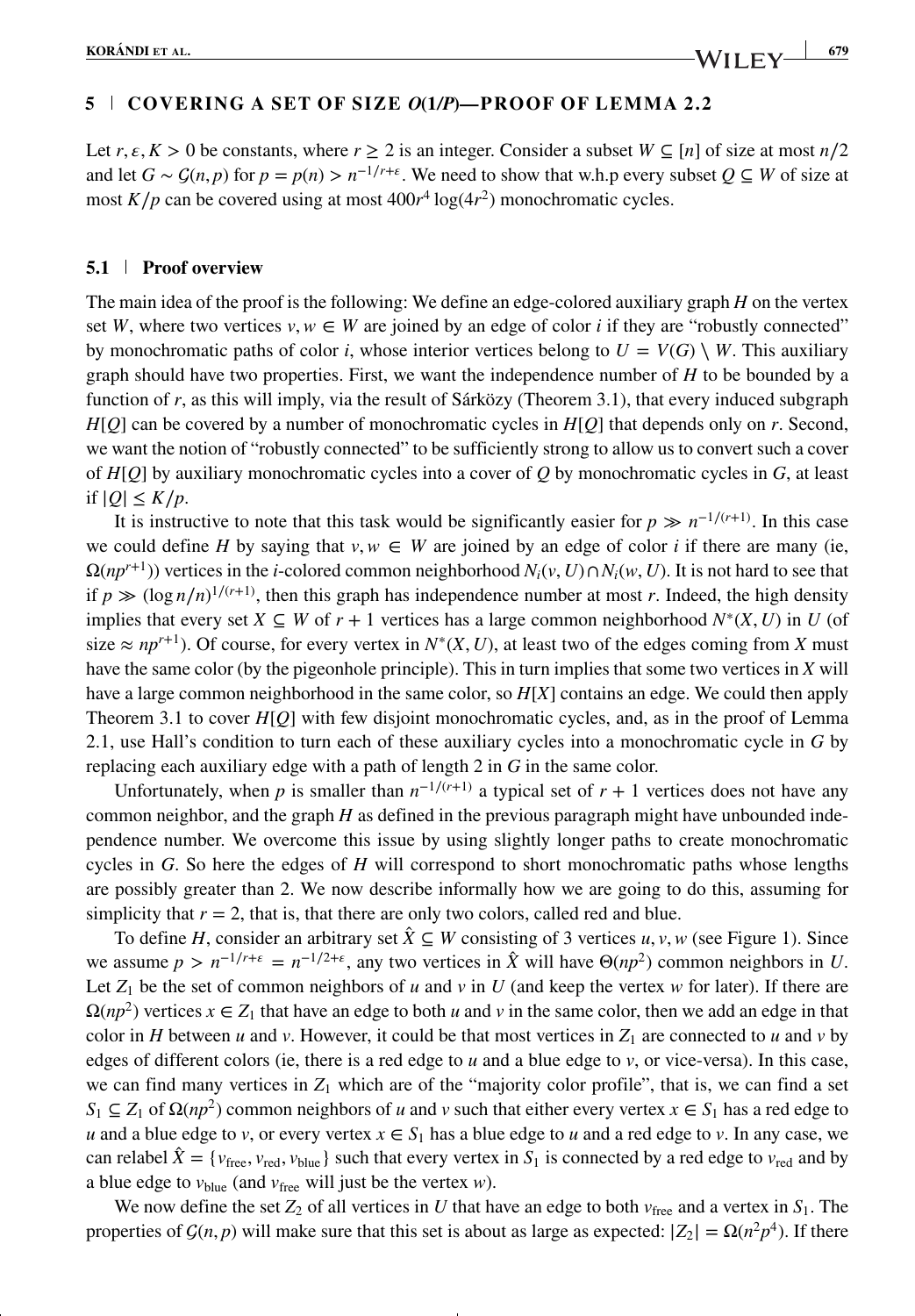## 5 | COVERING A SET OF SIZE $O(1/P)$—PROOF OF LEMMA 2.2

Let $r, \varepsilon, K > 0$ be constants, where $r \geq 2$ is an integer. Consider a subset $W \subseteq [n]$ of size at most $n/2$ and let $G \sim \mathcal{G}(n, p)$ for $p = p(n) > n^{-1/r+\varepsilon}$. We need to show that w.h.p every subset $Q \subseteq W$ of size at most $K/p$ can be covered using at most $400r^4 \log(4r^2)$ monochromatic cycles.

### 5.1 | Proof overview

The main idea of the proof is the following: We define an edge-colored auxiliary graph $H$ on the vertex set $W$, where two vertices $v, w \in W$ are joined by an edge of color $i$ if they are "robustly connected" by monochromatic paths of color $i$, whose interior vertices belong to $U = V(G) \setminus W$. This auxiliary graph should have two properties. First, we want the independence number of $H$ to be bounded by a function of $r$, as this will imply, via the result of Sárközy (Theorem 3.1), that every induced subgraph $H[Q]$ can be covered by a number of monochromatic cycles in $H[Q]$ that depends only on $r$. Second, we want the notion of "robustly connected" to be sufficiently strong to allow us to convert such a cover of $H[Q]$ by auxiliary monochromatic cycles into a cover of $Q$ by monochromatic cycles in $G$, at least if $|Q| \leq K/p$.

It is instructive to note that this task would be significantly easier for $p \gg n^{-1/(r+1)}$. In this case we could define $H$ by saying that $v, w \in W$ are joined by an edge of color $i$ if there are many (ie, $\Omega(np^{r+1})$) vertices in the $i$-colored common neighborhood $N_i(v, U) \cap N_i(w, U)$. It is not hard to see that if $p \gg (\log n/n)^{1/(r+1)}$, then this graph has independence number at most $r$. Indeed, the high density implies that every set $X \subseteq W$ of $r + 1$ vertices has a large common neighborhood $N^*(X, U)$ in $U$ (of size $\approx np^{r+1}$). Of course, for every vertex in $N^*(X, U)$, at least two of the edges coming from $X$ must have the same color (by the pigeonhole principle). This in turn implies that some two vertices in $X$ will have a large common neighborhood in the same color, so $H[X]$ contains an edge. We could then apply Theorem 3.1 to cover $H[Q]$ with few disjoint monochromatic cycles, and, as in the proof of Lemma 2.1, use Hall's condition to turn each of these auxiliary cycles into a monochromatic cycle in $G$ by replacing each auxiliary edge with a path of length 2 in $G$ in the same color.

Unfortunately, when $p$ is smaller than $n^{-1/(r+1)}$ a typical set of $r + 1$ vertices does not have any common neighbor, and the graph $H$ as defined in the previous paragraph might have unbounded independence number. We overcome this issue by using slightly longer paths to create monochromatic cycles in $G$. So here the edges of $H$ will correspond to short monochromatic paths whose lengths are possibly greater than 2. We now describe informally how we are going to do this, assuming for simplicity that $r = 2$, that is, that there are only two colors, called red and blue.

To define $H$, consider an arbitrary set $\hat{X} \subseteq W$ consisting of 3 vertices $u, v, w$ (see Figure 1). Since we assume $p > n^{-1/r+\varepsilon} = n^{-1/2+\varepsilon}$, any two vertices in $\hat{X}$ will have $\Theta(np^2)$ common neighbors in $U$. Let $Z_1$ be the set of common neighbors of $u$ and $v$ in $U$ (and keep the vertex $w$ for later). If there are $\Omega(np^2)$ vertices $x \in Z_1$ that have an edge to both $u$ and $v$ in the same color, then we add an edge in that color in $H$ between $u$ and $v$. However, it could be that most vertices in $Z_1$ are connected to $u$ and $v$ by edges of different colors (ie, there is a red edge to $u$ and a blue edge to $v$, or vice-versa). In this case, we can find many vertices in $Z_1$ which are of the "majority color profile", that is, we can find a set $S_1 \subseteq Z_1$ of $\Omega(np^2)$ common neighbors of $u$ and $v$ such that either every vertex $x \in S_1$ has a red edge to $u$ and a blue edge to $v$, or every vertex $x \in S_1$ has a blue edge to $u$ and a red edge to $v$. In any case, we can relabel $\hat{X} = \{v_{\text{free}}, v_{\text{red}}, v_{\text{blue}}\}$ such that every vertex in $S_1$ is connected by a red edge to $v_{\text{red}}$ and by a blue edge to $v_{\text{blue}}$ (and $v_{\text{free}}$ will just be the vertex $w$).

We now define the set $Z_2$ of all vertices in $U$ that have an edge to both $v_{\text{free}}$ and a vertex in $S_1$. The properties of $\mathcal{G}(n, p)$ will make sure that this set is about as large as expected: $|Z_2| = \Omega(n^2p^4)$. If there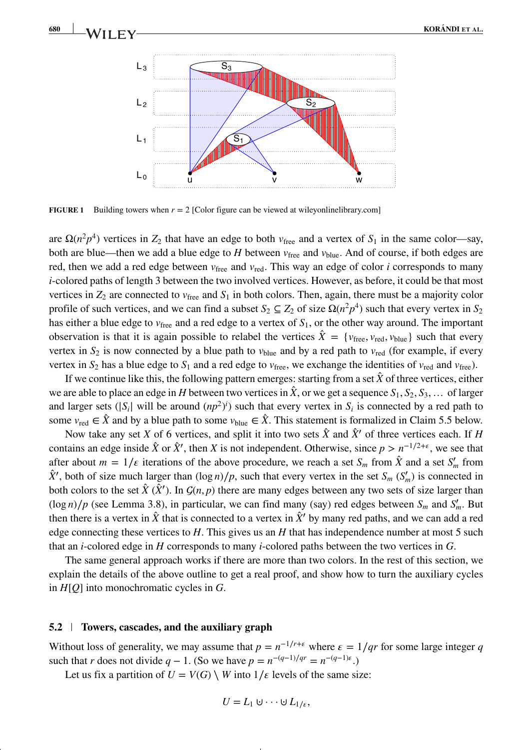**FIGURE 1** Building towers when $r = 2$ [Color figure can be viewed at wileyonlinelibrary.com]

are $\Omega(n^2p^4)$ vertices in $Z_2$ that have an edge to both $v_{\text{free}}$ and a vertex of $S_1$ in the same color—say, both are blue—then we add a blue edge to $H$ between $v_{\text{free}}$ and $v_{\text{blue}}$. And of course, if both edges are red, then we add a red edge between $v_{\text{free}}$ and $v_{\text{red}}$. This way an edge of color $i$ corresponds to many $i$-colored paths of length 3 between the two involved vertices. However, as before, it could be that most vertices in $Z_2$ are connected to $v_{\text{free}}$ and $S_1$ in both colors. Then, again, there must be a majority color profile of such vertices, and we can find a subset $S_2 \subseteq Z_2$ of size $\Omega(n^2p^4)$ such that every vertex in $S_2$ has either a blue edge to $v_{\text{free}}$ and a red edge to a vertex of $S_1$, or the other way around. The important observation is that it is again possible to relabel the vertices $\hat{X} = \{v_{\text{free}}, v_{\text{red}}, v_{\text{blue}}\}$ such that every vertex in $S_2$ is now connected by a blue path to $v_{\text{blue}}$ and by a red path to $v_{\text{red}}$ (for example, if every vertex in $S_2$ has a blue edge to $S_1$ and a red edge to $v_{\text{free}}$, we exchange the identities of $v_{\text{red}}$ and $v_{\text{free}}$).

If we continue like this, the following pattern emerges: starting from a set $\hat{X}$ of three vertices, either we are able to place an edge in $H$ between two vertices in $\hat{X}$, or we get a sequence $S_1, S_2, S_3, \ldots$ of larger and larger sets ($|S_i|$ will be around $(np^2)^i$) such that every vertex in $S_i$ is connected by a red path to some $v_{\text{red}} \in \hat{X}$ and by a blue path to some $v_{\text{blue}} \in \hat{X}$. This statement is formalized in Claim 5.5 below.

Now take any set $X$ of 6 vertices, and split it into two sets $\hat{X}$ and $\hat{X}'$ of three vertices each. If $H$ contains an edge inside $\hat{X}$ or $\hat{X}'$, then $X$ is not independent. Otherwise, since $p > n^{-1/2+\epsilon}$, we see that after about $m = 1/\epsilon$ iterations of the above procedure, we reach a set $S_m$ from $\hat{X}$ and a set $S'_m$ from $\hat{X}'$, both of size much larger than $(\log n)/p$, such that every vertex in the set $S_m$ ($S'_m$) is connected in both colors to the set $\hat{X}$ ($\hat{X}'$). In $\mathcal{G}(n, p)$ there are many edges between any two sets of size larger than $(\log n)/p$ (see Lemma 3.8), in particular, we can find many (say) red edges between $S_m$ and $S'_m$. But then there is a vertex in $\hat{X}$ that is connected to a vertex in $\hat{X}'$ by many red paths, and we can add a red edge connecting these vertices to $H$. This gives us an $H$ that has independence number at most 5 such that an $i$-colored edge in $H$ corresponds to many $i$-colored paths between the two vertices in $G$.

The same general approach works if there are more than two colors. In the rest of this section, we explain the details of the above outline to get a real proof, and show how to turn the auxiliary cycles in $H[Q]$ into monochromatic cycles in $G$.

### 5.2 | Towers, cascades, and the auxiliary graph

Without loss of generality, we may assume that $p = n^{-1/r+\epsilon}$ where $\epsilon = 1/qr$ for some large integer $q$ such that $r$ does not divide $q - 1$. (So we have $p = n^{-(q-1)/qr} = n^{-(q-1)\epsilon}$.)

Let us fix a partition of $U = V(G) \setminus W$ into $1/\epsilon$ levels of the same size:

$$U = L_1 \uplus \cdots \uplus L_{1/\epsilon},$$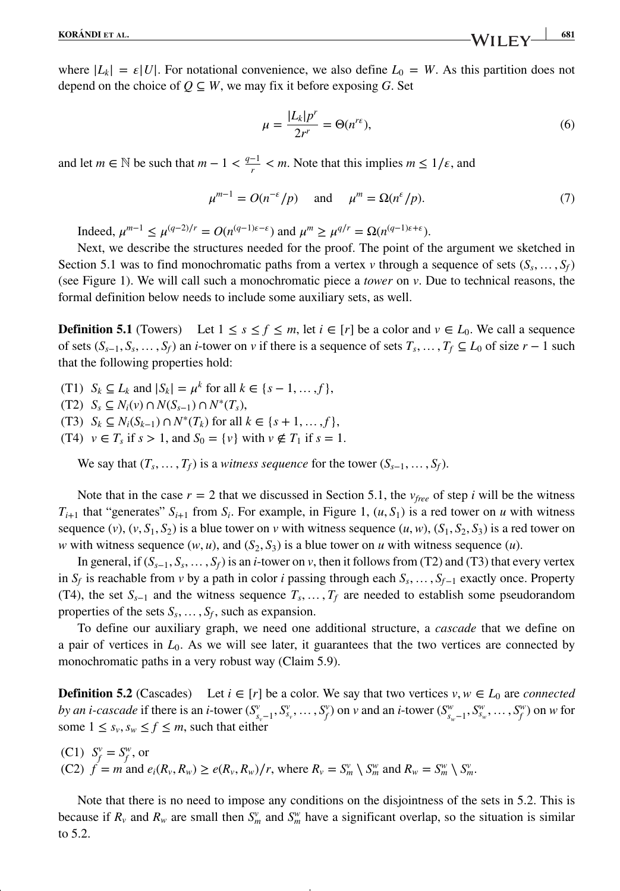where $|L_k| = \varepsilon|U|$. For notational convenience, we also define $L_0 = W$. As this partition does not depend on the choice of $Q \subseteq W$, we may fix it before exposing $G$. Set

$$\mu = \frac{|L_k|p^r}{2r^r} = \Theta(n^{r\varepsilon}), \tag{6}$$

and let $m \in \mathbb{N}$ be such that $m - 1 < \frac{q-1}{r} < m$. Note that this implies $m \leq 1/\varepsilon$, and

$$\mu^{m-1} = O(n^{-\varepsilon}/p) \quad \text{ and } \quad \mu^m = \Omega(n^{\varepsilon}/p). \tag{7}$$

Indeed, $\mu^{m-1} \leq \mu^{(q-2)/r} = O(n^{(q-1)\varepsilon-\varepsilon})$ and $\mu^m \geq \mu^{q/r} = \Omega(n^{(q-1)\varepsilon+\varepsilon})$.

Next, we describe the structures needed for the proof. The point of the argument we sketched in Section 5.1 was to find monochromatic paths from a vertex $v$ through a sequence of sets $(S_s, \ldots, S_f)$ (see Figure 1). We will call such a monochromatic piece a *tower* on $v$. Due to technical reasons, the formal definition below needs to include some auxiliary sets, as well.

**Definition 5.1** (Towers) Let $1 \leq s \leq f \leq m$, let $i \in [r]$ be a color and $v \in L_0$. We call a sequence of sets $(S_{s-1}, S_s, \ldots, S_f)$ an $i$-tower on $v$ if there is a sequence of sets $T_s, \ldots, T_f \subseteq L_0$ of size $r-1$ such that the following properties hold:

(T1) $S_k \subseteq L_k$ and $|S_k| = \mu^k$ for all $k \in \{s-1, \ldots, f\}$,
(T2) $S_s \subseteq N_i(v) \cap N(S_{s-1}) \cap N^*(T_s)$,
(T3) $S_k \subseteq N_i(S_{k-1}) \cap N^*(T_k)$ for all $k \in \{s+1, \ldots, f\}$,
(T4) $v \in T_s$ if $s > 1$, and $S_0 = \{v\}$ with $v \notin T_1$ if $s = 1$.

We say that $(T_s, \ldots, T_f)$ is a *witness sequence* for the tower $(S_{s-1}, \ldots, S_f)$.

Note that in the case $r = 2$ that we discussed in Section 5.1, the $v_{free}$ of step $i$ will be the witness $T_{i+1}$ that "generates" $S_{i+1}$ from $S_i$. For example, in Figure 1, $(u, S_1)$ is a red tower on $u$ with witness sequence $(v)$, $(v, S_1, S_2)$ is a blue tower on $v$ with witness sequence $(u, w)$, $(S_1, S_2, S_3)$ is a red tower on $w$ with witness sequence $(w, u)$, and $(S_2, S_3)$ is a blue tower on $u$ with witness sequence $(u)$.

In general, if $(S_{s-1}, S_s, \ldots, S_f)$ is an $i$-tower on $v$, then it follows from (T2) and (T3) that every vertex in $S_f$ is reachable from $v$ by a path in color $i$ passing through each $S_s, \ldots, S_{f-1}$ exactly once. Property (T4), the set $S_{s-1}$ and the witness sequence $T_s, \ldots, T_f$ are needed to establish some pseudorandom properties of the sets $S_s, \ldots, S_f$, such as expansion.

To define our auxiliary graph, we need one additional structure, a *cascade* that we define on a pair of vertices in $L_0$. As we will see later, it guarantees that the two vertices are connected by monochromatic paths in a very robust way (Claim 5.9).

**Definition 5.2** (Cascades) Let $i \in [r]$ be a color. We say that two vertices $v, w \in L_0$ are *connected by an $i$-cascade* if there is an $i$-tower $(S^v_{s_v-1}, S^v_{s_v}, \ldots, S^v_f)$ on $v$ and an $i$-tower $(S^w_{s_w-1}, S^w_{s_w}, \ldots, S^w_f)$ on $w$ for some $1 \leq s_v, s_w \leq f \leq m$, such that either

(C1) $S^v_f = S^w_f$, or
(C2) $f = m$ and $e_i(R_v, R_w) \geq e(R_v, R_w)/r$, where $R_v = S^v_m \setminus S^w_m$ and $R_w = S^w_m \setminus S^v_m$.

Note that there is no need to impose any conditions on the disjointness of the sets in 5.2. This is because if $R_v$ and $R_w$ are small then $S^v_m$ and $S^w_m$ have a significant overlap, so the situation is similar to 5.2.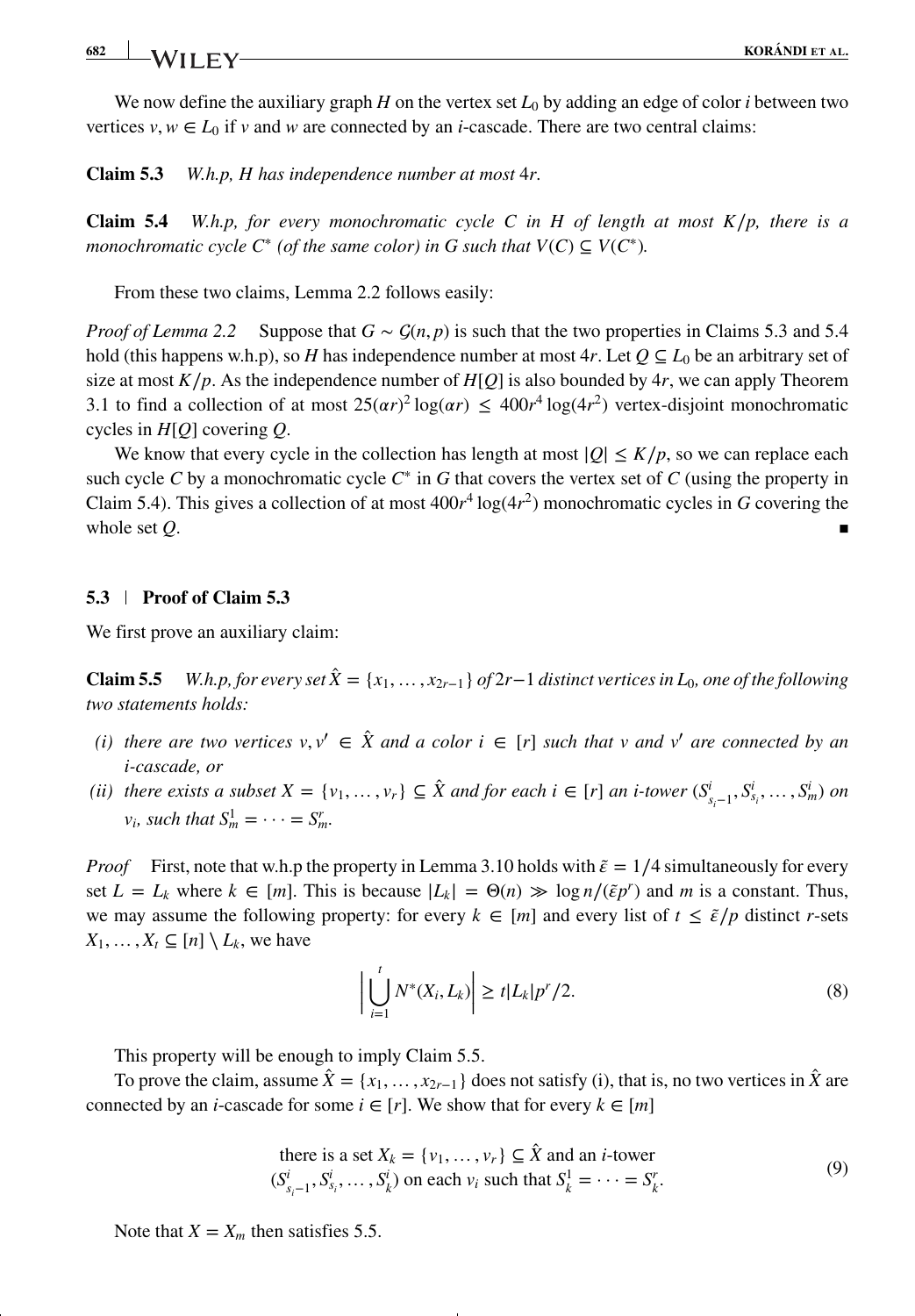We now define the auxiliary graph $H$ on the vertex set $L_0$ by adding an edge of color $i$ between two vertices $v, w \in L_0$ if $v$ and $w$ are connected by an $i$-cascade. There are two central claims:

**Claim 5.3** *W.h.p, $H$ has independence number at most $4r$.*

**Claim 5.4** *W.h.p, for every monochromatic cycle $C$ in $H$ of length at most $K/p$, there is a monochromatic cycle $C^*$ (of the same color) in $G$ such that $V(C) \subseteq V(C^*)$.*

From these two claims, Lemma 2.2 follows easily:

*Proof of Lemma 2.2* Suppose that $G \sim \mathcal{G}(n, p)$ is such that the two properties in Claims 5.3 and 5.4 hold (this happens w.h.p), so $H$ has independence number at most $4r$. Let $Q \subseteq L_0$ be an arbitrary set of size at most $K/p$. As the independence number of $H[Q]$ is also bounded by $4r$, we can apply Theorem 3.1 to find a collection of at most $25(\alpha r)^2 \log(\alpha r) \leq 400r^4 \log(4r^2)$ vertex-disjoint monochromatic cycles in $H[Q]$ covering $Q$.

We know that every cycle in the collection has length at most $|Q| \leq K/p$, so we can replace each such cycle $C$ by a monochromatic cycle $C^*$ in $G$ that covers the vertex set of $C$ (using the property in Claim 5.4). This gives a collection of at most $400r^4 \log(4r^2)$ monochromatic cycles in $G$ covering the whole set $Q$. ∎

### 5.3 | Proof of Claim 5.3

We first prove an auxiliary claim:

**Claim 5.5** *W.h.p, for every set $\hat{X} = \{x_1, \dots, x_{2r-1}\}$ of $2r-1$ distinct vertices in $L_0$, one of the following two statements holds:*

- *(i) there are two vertices $v, v' \in \hat{X}$ and a color $i \in [r]$ such that $v$ and $v'$ are connected by an $i$-cascade, or*
- *(ii) there exists a subset $X = \{v_1, \dots, v_r\} \subseteq \hat{X}$ and for each $i \in [r]$ an $i$-tower $(S^i_{s_i-1}, S^i_{s_i}, \dots, S^i_m)$ on $v_i$, such that $S^1_m = \dots = S^r_m$.*

*Proof* First, note that w.h.p the property in Lemma 3.10 holds with $\tilde{\varepsilon} = 1/4$ simultaneously for every set $L = L_k$ where $k \in [m]$. This is because $|L_k| = \Theta(n) \gg \log n/(\tilde{\varepsilon} p^r)$ and $m$ is a constant. Thus, we may assume the following property: for every $k \in [m]$ and every list of $t \leq \tilde{\varepsilon}/p$ distinct $r$-sets $X_1, \dots, X_t \subseteq [n] \setminus L_k$, we have

$$\left| \bigcup_{i=1}^{t} N^*(X_i, L_k) \right| \geq t|L_k|p^r/2. \tag{8}$$

This property will be enough to imply Claim 5.5.

To prove the claim, assume $\hat{X} = \{x_1, \dots, x_{2r-1}\}$ does not satisfy (i), that is, no two vertices in $\hat{X}$ are connected by an $i$-cascade for some $i \in [r]$. We show that for every $k \in [m]$

$$\begin{gathered}\text{there is a set } X_k = \{v_1, \dots, v_r\} \subseteq \hat{X} \text{ and an } i\text{-tower} \\ (S^i_{s_i-1}, S^i_{s_i}, \dots, S^i_k) \text{ on each } v_i \text{ such that } S^1_k = \dots = S^r_k.\end{gathered} \tag{9}$$

Note that $X = X_m$ then satisfies 5.5.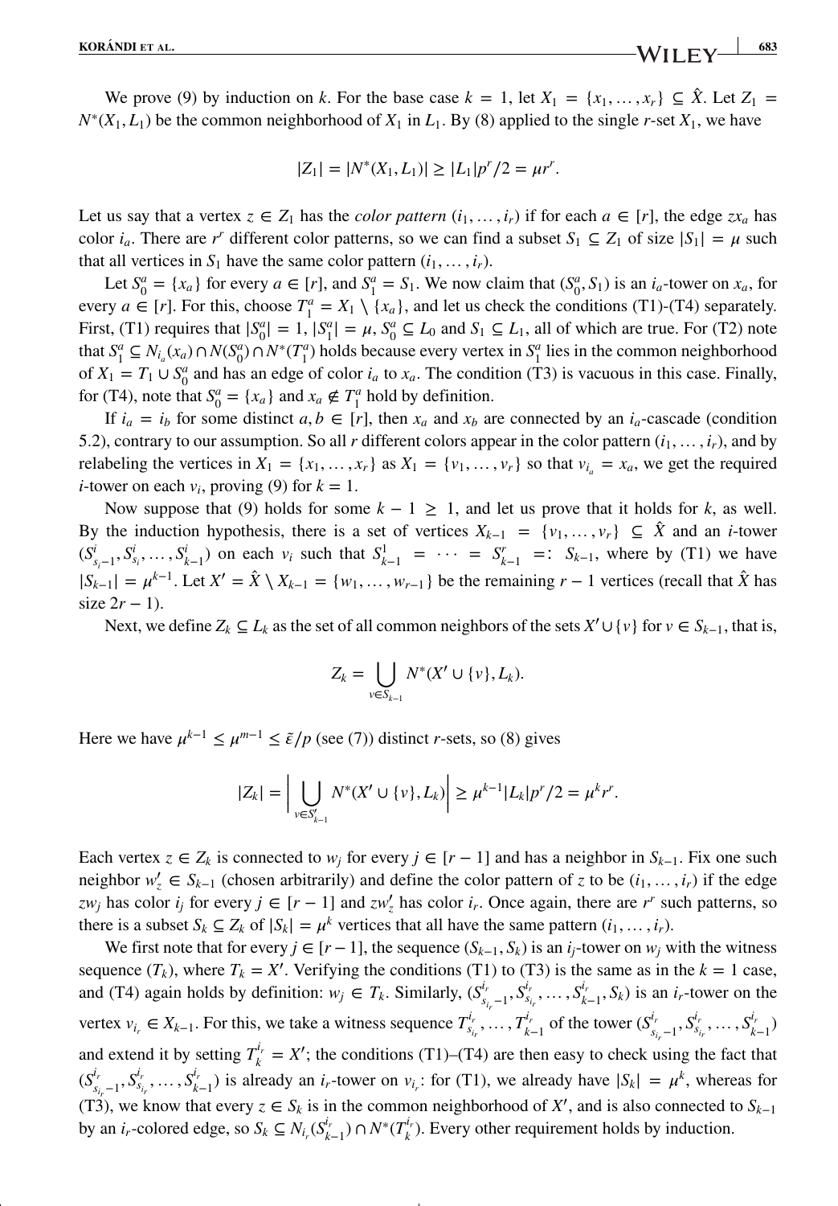We prove (9) by induction on $k$. For the base case $k = 1$, let $X_1 = \{x_1, \ldots, x_r\} \subseteq \hat{X}$. Let $Z_1 = N^*(X_1, L_1)$ be the common neighborhood of $X_1$ in $L_1$. By (8) applied to the single $r$-set $X_1$, we have

$$|Z_1| = |N^*(X_1, L_1)| \geq |L_1|p^r/2 = \mu r^r.$$

Let us say that a vertex $z \in Z_1$ has the *color pattern* $(i_1, \ldots, i_r)$ if for each $a \in [r]$, the edge $zx_a$ has color $i_a$. There are $r^r$ different color patterns, so we can find a subset $S_1 \subseteq Z_1$ of size $|S_1| = \mu$ such that all vertices in $S_1$ have the same color pattern $(i_1, \ldots, i_r)$.

Let $S_0^a = \{x_a\}$ for every $a \in [r]$, and $S_1^a = S_1$. We now claim that $(S_0^a, S_1)$ is an $i_a$-tower on $x_a$, for every $a \in [r]$. For this, choose $T_1^a = X_1 \setminus \{x_a\}$, and let us check the conditions (T1)-(T4) separately. First, (T1) requires that $|S_0^a| = 1$, $|S_1^a| = \mu$, $S_0^a \subseteq L_0$ and $S_1 \subseteq L_1$, all of which are true. For (T2) note that $S_1^a \subseteq N_{i_a}(x_a) \cap N(S_0^a) \cap N^*(T_1^a)$ holds because every vertex in $S_1^a$ lies in the common neighborhood of $X_1 = T_1 \cup S_0^a$ and has an edge of color $i_a$ to $x_a$. The condition (T3) is vacuous in this case. Finally, for (T4), note that $S_0^a = \{x_a\}$ and $x_a \notin T_1^a$ hold by definition.

If $i_a = i_b$ for some distinct $a, b \in [r]$, then $x_a$ and $x_b$ are connected by an $i_a$-cascade (condition 5.2), contrary to our assumption. So all $r$ different colors appear in the color pattern $(i_1, \ldots, i_r)$, and by relabeling the vertices in $X_1 = \{x_1, \ldots, x_r\}$ as $X_1 = \{v_1, \ldots, v_r\}$ so that $v_{i_a} = x_a$, we get the required $i$-tower on each $v_i$, proving (9) for $k = 1$.

Now suppose that (9) holds for some $k - 1 \geq 1$, and let us prove that it holds for $k$, as well. By the induction hypothesis, there is a set of vertices $X_{k-1} = \{v_1, \ldots, v_r\} \subseteq \hat{X}$ and an $i$-tower $(S^i_{s_i-1}, S^i_{s_i}, \ldots, S^i_{k-1})$ on each $v_i$ such that $S^1_{k-1} = \cdots = S^r_{k-1} =: S_{k-1}$, where by (T1) we have $|S_{k-1}| = \mu^{k-1}$. Let $X' = \hat{X} \setminus X_{k-1} = \{w_1, \ldots, w_{r-1}\}$ be the remaining $r - 1$ vertices (recall that $\hat{X}$ has size $2r - 1$).

Next, we define $Z_k \subseteq L_k$ as the set of all common neighbors of the sets $X' \cup \{v\}$ for $v \in S_{k-1}$, that is,

$$Z_k = \bigcup_{v \in S_{k-1}} N^*(X' \cup \{v\}, L_k).$$

Here we have $\mu^{k-1} \leq \mu^{m-1} \leq \tilde{\varepsilon}/p$ (see (7)) distinct $r$-sets, so (8) gives

$$|Z_k| = \left| \bigcup_{v \in S'_{k-1}} N^*(X' \cup \{v\}, L_k) \right| \geq \mu^{k-1}|L_k|p^r/2 = \mu^k r^r.$$

Each vertex $z \in Z_k$ is connected to $w_j$ for every $j \in [r-1]$ and has a neighbor in $S_{k-1}$. Fix one such neighbor $w'_z \in S_{k-1}$ (chosen arbitrarily) and define the color pattern of $z$ to be $(i_1, \ldots, i_r)$ if the edge $zw_j$ has color $i_j$ for every $j \in [r-1]$ and $zw'_z$ has color $i_r$. Once again, there are $r^r$ such patterns, so there is a subset $S_k \subseteq Z_k$ of $|S_k| = \mu^k$ vertices that all have the same pattern $(i_1, \ldots, i_r)$.

We first note that for every $j \in [r-1]$, the sequence $(S_{k-1}, S_k)$ is an $i_j$-tower on $w_j$ with the witness sequence $(T_k)$, where $T_k = X'$. Verifying the conditions (T1) to (T3) is the same as in the $k = 1$ case, and (T4) again holds by definition: $w_j \in T_k$. Similarly, $(S^{i_r}_{s_{i_r}-1}, S^{i_r}_{s_{i_r}}, \ldots, S^{i_r}_{k-1}, S_k)$ is an $i_r$-tower on the vertex $v_{i_r} \in X_{k-1}$. For this, we take a witness sequence $T^{i_r}_{s_{i_r}}, \ldots, T^{i_r}_{k-1}$ of the tower $(S^{i_r}_{s_{i_r}-1}, S^{i_r}_{s_{i_r}}, \ldots, S^{i_r}_{k-1})$ and extend it by setting $T^{i_r}_k = X'$; the conditions (T1)–(T4) are then easy to check using the fact that $(S^{i_r}_{s_{i_r}-1}, S^{i_r}_{s_{i_r}}, \ldots, S^{i_r}_{k-1})$ is already an $i_r$-tower on $v_{i_r}$: for (T1), we already have $|S_k| = \mu^k$, whereas for (T3), we know that every $z \in S_k$ is in the common neighborhood of $X'$, and is also connected to $S_{k-1}$ by an $i_r$-colored edge, so $S_k \subseteq N_{i_r}(S^{i_r}_{k-1}) \cap N^*(T^{i_r}_k)$. Every other requirement holds by induction.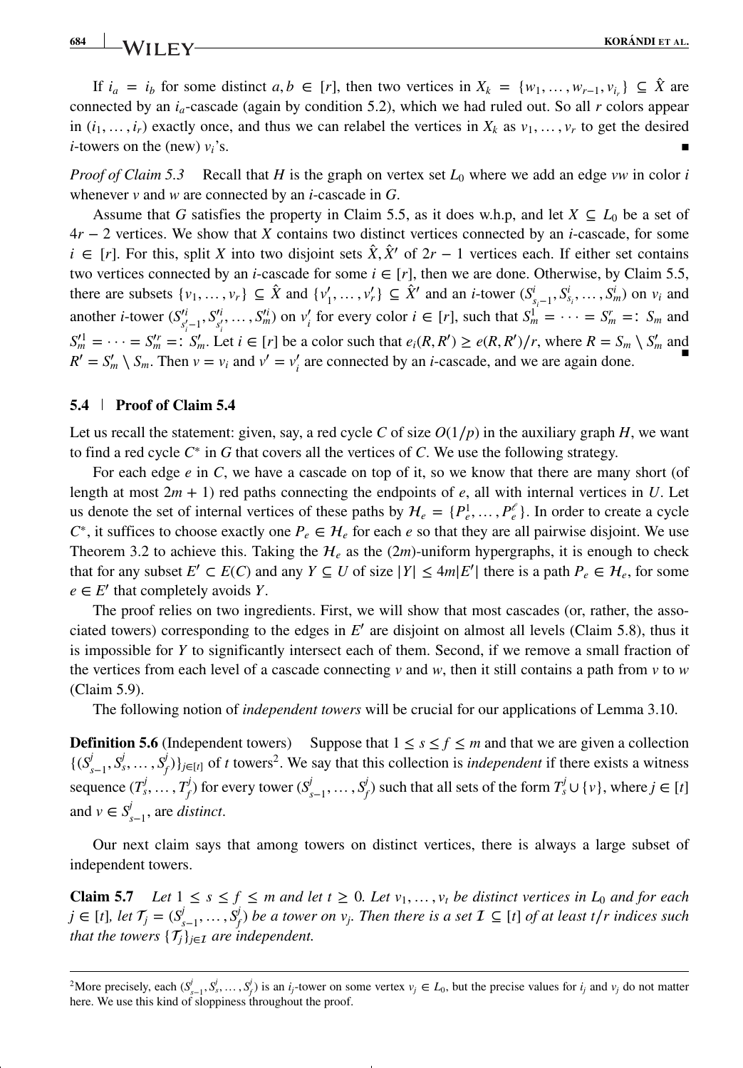If $i_a = i_b$ for some distinct $a, b \in [r]$, then two vertices in $X_k = \{w_1, \ldots, w_{r-1}, v_{i_r}\} \subseteq \hat{X}$ are connected by an $i_a$-cascade (again by condition 5.2), which we had ruled out. So all $r$ colors appear in $(i_1, \ldots, i_r)$ exactly once, and thus we can relabel the vertices in $X_k$ as $v_1, \ldots, v_r$ to get the desired $i$-towers on the (new) $v_i$'s. ■

*Proof of Claim 5.3* Recall that $H$ is the graph on vertex set $L_0$ where we add an edge $vw$ in color $i$ whenever $v$ and $w$ are connected by an $i$-cascade in $G$.

Assume that $G$ satisfies the property in Claim 5.5, as it does w.h.p, and let $X \subseteq L_0$ be a set of $4r - 2$ vertices. We show that $X$ contains two distinct vertices connected by an $i$-cascade, for some $i \in [r]$. For this, split $X$ into two disjoint sets $\hat{X}, \hat{X}'$ of $2r - 1$ vertices each. If either set contains two vertices connected by an $i$-cascade for some $i \in [r]$, then we are done. Otherwise, by Claim 5.5, there are subsets $\{v_1, \ldots, v_r\} \subseteq \hat{X}$ and $\{v'_1, \ldots, v'_r\} \subseteq \hat{X}'$ and an $i$-tower $(S^i_{s_i-1}, S^i_{s_i}, \ldots, S^i_m)$ on $v_i$ and another $i$-tower $(S'^i_{s'_i-1}, S'^i_{s'_i}, \ldots, S'^i_m)$ on $v'_i$ for every color $i \in [r]$, such that $S^1_m = \cdots = S^r_m =: S_m$ and $S'^1_m = \cdots = S'^r_m =: S'_m$. Let $i \in [r]$ be a color such that $e_i(R, R') \geq e(R, R')/r$, where $R = S_m \setminus S'_m$ and $R' = S'_m \setminus S_m$. Then $v = v_i$ and $v' = v'_i$ are connected by an $i$-cascade, and we are again done. ■

### 5.4 | Proof of Claim 5.4

Let us recall the statement: given, say, a red cycle $C$ of size $O(1/p)$ in the auxiliary graph $H$, we want to find a red cycle $C^*$ in $G$ that covers all the vertices of $C$. We use the following strategy.

For each edge $e$ in $C$, we have a cascade on top of it, so we know that there are many short (of length at most $2m + 1$) red paths connecting the endpoints of $e$, all with internal vertices in $U$. Let us denote the set of internal vertices of these paths by $\mathcal{H}_e = \{P^1_e, \ldots, P^\ell_e\}$. In order to create a cycle $C^*$, it suffices to choose exactly one $P_e \in \mathcal{H}_e$ for each $e$ so that they are all pairwise disjoint. We use Theorem 3.2 to achieve this. Taking the $\mathcal{H}_e$ as the $(2m)$-uniform hypergraphs, it is enough to check that for any subset $E' \subset E(C)$ and any $Y \subseteq U$ of size $|Y| \leq 4m|E'|$ there is a path $P_e \in \mathcal{H}_e$, for some $e \in E'$ that completely avoids $Y$.

The proof relies on two ingredients. First, we will show that most cascades (or, rather, the associated towers) corresponding to the edges in $E'$ are disjoint on almost all levels (Claim 5.8), thus it is impossible for $Y$ to significantly intersect each of them. Second, if we remove a small fraction of the vertices from each level of a cascade connecting $v$ and $w$, then it still contains a path from $v$ to $w$ (Claim 5.9).

The following notion of *independent towers* will be crucial for our applications of Lemma 3.10.

**Definition 5.6** (Independent towers) Suppose that $1 \leq s \leq f \leq m$ and that we are given a collection $\{(S^j_{s-1}, S^j_s, \ldots, S^j_f)\}_{j \in [t]}$ of $t$ towers[2]. We say that this collection is *independent* if there exists a witness sequence $(T^j_s, \ldots, T^j_f)$ for every tower $(S^j_{s-1}, \ldots, S^j_f)$ such that all sets of the form $T^j_s \cup \{v\}$, where $j \in [t]$ and $v \in S^j_{s-1}$, are *distinct*.

Our next claim says that among towers on distinct vertices, there is always a large subset of independent towers.

**Claim 5.7** *Let $1 \leq s \leq f \leq m$ and let $t \geq 0$. Let $v_1, \ldots, v_t$ be distinct vertices in $L_0$ and for each $j \in [t]$, let $\mathcal{T}_j = (S^j_{s-1}, \ldots, S^j_f)$ be a tower on $v_j$. Then there is a set $\mathcal{I} \subseteq [t]$ of at least $t/r$ indices such that the towers $\{\mathcal{T}_j\}_{j \in \mathcal{I}}$ are independent.*

---

[2] More precisely, each $(S^j_{s-1}, S^j_s, \ldots, S^j_f)$ is an $i_j$-tower on some vertex $v_j \in L_0$, but the precise values for $i_j$ and $v_j$ do not matter here. We use this kind of sloppiness throughout the proof.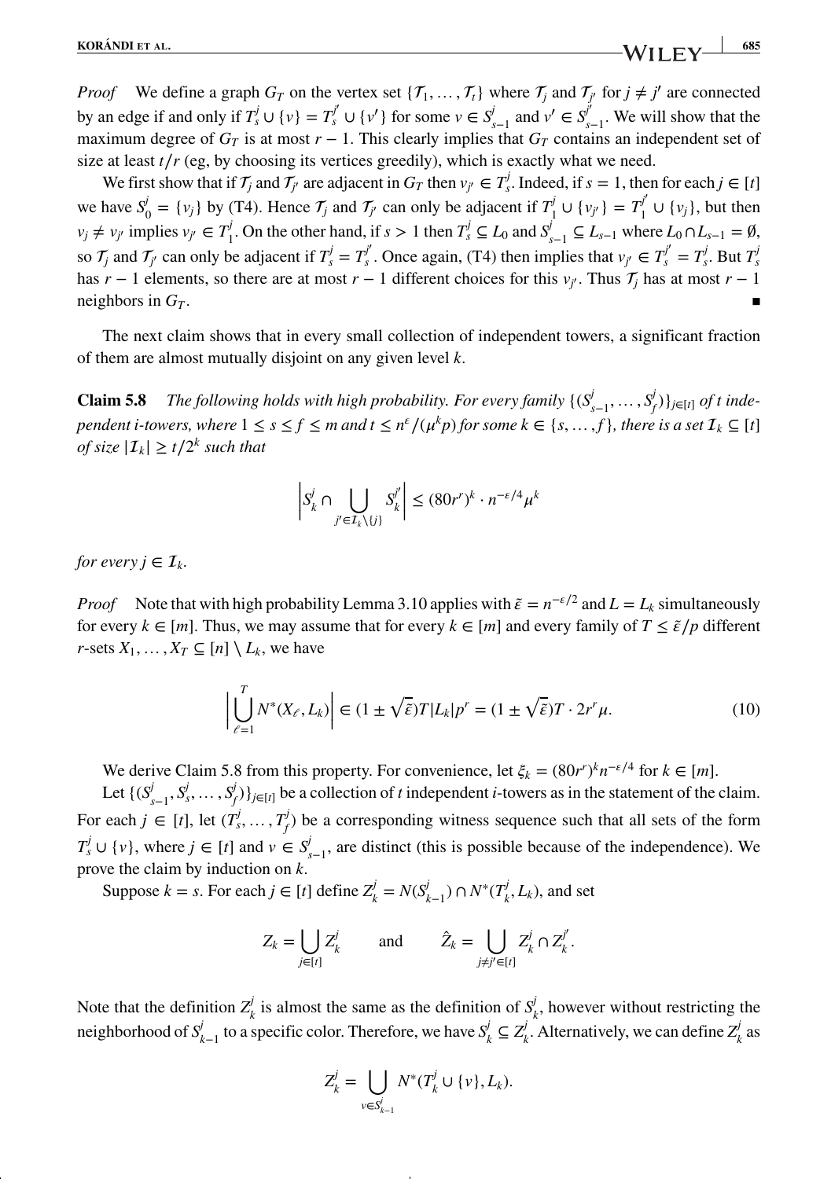*Proof* We define a graph $G_T$ on the vertex set $\{\mathcal{T}_1, \dots, \mathcal{T}_t\}$ where $\mathcal{T}_j$ and $\mathcal{T}_{j'}$ for $j \neq j'$ are connected by an edge if and only if $T_s^j \cup \{v\} = T_s^{j'} \cup \{v'\}$ for some $v \in S_{s-1}^j$ and $v' \in S_{s-1}^{j'}$. We will show that the maximum degree of $G_T$ is at most $r-1$. This clearly implies that $G_T$ contains an independent set of size at least $t/r$ (eg, by choosing its vertices greedily), which is exactly what we need.

We first show that if $\mathcal{T}_j$ and $\mathcal{T}_{j'}$ are adjacent in $G_T$ then $v_{j'} \in T_s^j$. Indeed, if $s = 1$, then for each $j \in [t]$ we have $S_0^j = \{v_j\}$ by (T4). Hence $\mathcal{T}_j$ and $\mathcal{T}_{j'}$ can only be adjacent if $T_1^j \cup \{v_{j'}\} = T_1^{j'} \cup \{v_j\}$, but then $v_j \neq v_{j'}$ implies $v_{j'} \in T_1^j$. On the other hand, if $s > 1$ then $T_s^j \subseteq L_0$ and $S_{s-1}^j \subseteq L_{s-1}$ where $L_0 \cap L_{s-1} = \emptyset$, so $\mathcal{T}_j$ and $\mathcal{T}_{j'}$ can only be adjacent if $T_s^j = T_s^{j'}$. Once again, (T4) then implies that $v_{j'} \in T_s^{j'} = T_s^j$. But $T_s^j$ has $r-1$ elements, so there are at most $r-1$ different choices for this $v_{j'}$. Thus $\mathcal{T}_j$ has at most $r-1$ neighbors in $G_T$. ∎

The next claim shows that in every small collection of independent towers, a significant fraction of them are almost mutually disjoint on any given level $k$.

**Claim 5.8** *The following holds with high probability. For every family $\{(S_{s-1}^j, \dots, S_f^j)\}_{j\in[t]}$ of $t$ independent $i$-towers, where $1 \leq s \leq f \leq m$ and $t \leq n^\epsilon/(\mu^k p)$ for some $k \in \{s, \dots, f\}$, there is a set $\mathcal{I}_k \subseteq [t]$ of size $|\mathcal{I}_k| \geq t/2^k$ such that*

$$\left| S_k^j \cap \bigcup_{j' \in \mathcal{I}_k \setminus \{j\}} S_k^{j'} \right| \leq (80r^r)^k \cdot n^{-\epsilon/4} \mu^k$$

*for every $j \in \mathcal{I}_k$.*

*Proof* Note that with high probability Lemma 3.10 applies with $\tilde{\epsilon} = n^{-\epsilon/2}$ and $L = L_k$ simultaneously for every $k \in [m]$. Thus, we may assume that for every $k \in [m]$ and every family of $T \leq \tilde{\epsilon}/p$ different $r$-sets $X_1, \dots, X_T \subseteq [n] \setminus L_k$, we have

$$\left| \bigcup_{\ell=1}^{T} N^*(X_\ell, L_k) \right| \in (1 \pm \sqrt{\tilde{\epsilon}}) T |L_k| p^r = (1 \pm \sqrt{\tilde{\epsilon}}) T \cdot 2r^r \mu. \tag{10}$$

We derive Claim 5.8 from this property. For convenience, let $\xi_k = (80r^r)^k n^{-\epsilon/4}$ for $k \in [m]$.

Let $\{(S_{s-1}^j, S_s^j, \dots, S_f^j)\}_{j\in[t]}$ be a collection of $t$ independent $i$-towers as in the statement of the claim. For each $j \in [t]$, let $(T_s^j, \dots, T_f^j)$ be a corresponding witness sequence such that all sets of the form $T_s^j \cup \{v\}$, where $j \in [t]$ and $v \in S_{s-1}^j$, are distinct (this is possible because of the independence). We prove the claim by induction on $k$.

Suppose $k = s$. For each $j \in [t]$ define $Z_k^j = N(S_{k-1}^j) \cap N^*(T_k^j, L_k)$, and set

$$Z_k = \bigcup_{j\in[t]} Z_k^j \qquad \text{and} \qquad \hat{Z}_k = \bigcup_{j \neq j' \in [t]} Z_k^j \cap Z_k^{j'}.$$

Note that the definition $Z_k^j$ is almost the same as the definition of $S_k^j$, however without restricting the neighborhood of $S_{k-1}^j$ to a specific color. Therefore, we have $S_k^j \subseteq Z_k^j$. Alternatively, we can define $Z_k^j$ as

$$Z_k^j = \bigcup_{v \in S_{k-1}^j} N^*(T_k^j \cup \{v\}, L_k).$$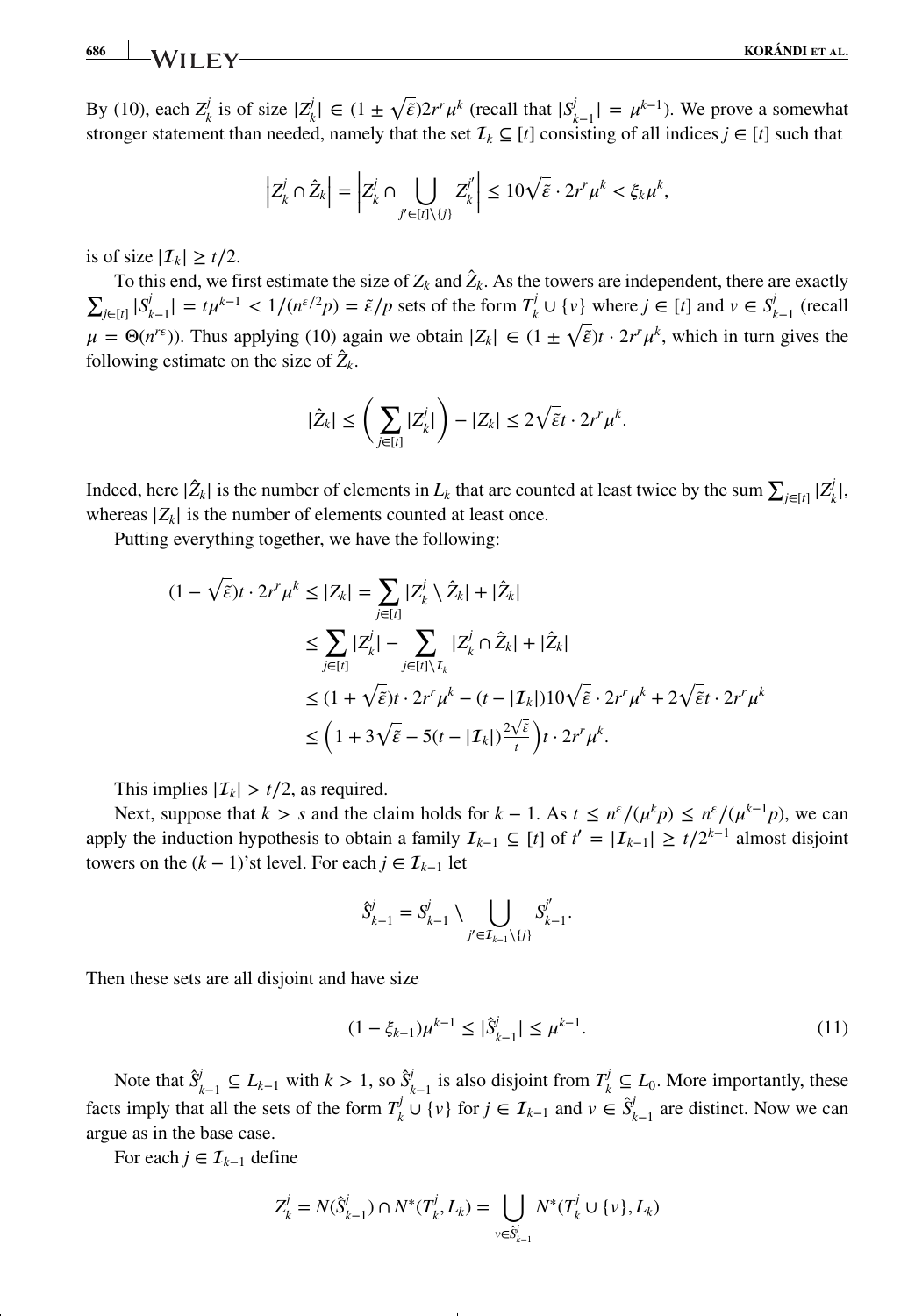By (10), each $Z_k^j$ is of size $|Z_k^j| \in (1 \pm \sqrt{\tilde{\varepsilon}})2r^r\mu^k$ (recall that $|S_{k-1}^j| = \mu^{k-1}$). We prove a somewhat stronger statement than needed, namely that the set $\mathcal{I}_k \subseteq [t]$ consisting of all indices $j \in [t]$ such that

$$\left|Z_k^j \cap \hat{Z}_k\right| = \left|Z_k^j \cap \bigcup_{j' \in [t] \setminus \{j\}} Z_k^{j'}\right| \leq 10\sqrt{\tilde{\varepsilon}} \cdot 2r^r\mu^k < \xi_k \mu^k,$$

is of size $|\mathcal{I}_k| \geq t/2$.

To this end, we first estimate the size of $Z_k$ and $\hat{Z}_k$. As the towers are independent, there are exactly $\sum_{j \in [t]} |S_{k-1}^j| = t\mu^{k-1} < 1/(n^{\varepsilon/2}p) = \tilde{\varepsilon}/p$ sets of the form $T_k^j \cup \{v\}$ where $j \in [t]$ and $v \in S_{k-1}^j$ (recall $\mu = \Theta(n^{r\varepsilon})$). Thus applying (10) again we obtain $|Z_k| \in (1 \pm \sqrt{\tilde{\varepsilon}})t \cdot 2r^r\mu^k$, which in turn gives the following estimate on the size of $\hat{Z}_k$.

$$|\hat{Z}_k| \leq \left(\sum_{j \in [t]} |Z_k^j|\right) - |Z_k| \leq 2\sqrt{\tilde{\varepsilon}}t \cdot 2r^r\mu^k.$$

Indeed, here $|\hat{Z}_k|$ is the number of elements in $L_k$ that are counted at least twice by the sum $\sum_{j \in [t]} |Z_k^j|$, whereas $|Z_k|$ is the number of elements counted at least once.

Putting everything together, we have the following:

$$\begin{aligned}
(1 - \sqrt{\tilde{\varepsilon}})t \cdot 2r^r\mu^k \leq |Z_k| &= \sum_{j \in [t]} |Z_k^j \setminus \hat{Z}_k| + |\hat{Z}_k| \\
&\leq \sum_{j \in [t]} |Z_k^j| - \sum_{j \in [t] \setminus \mathcal{I}_k} |Z_k^j \cap \hat{Z}_k| + |\hat{Z}_k| \\
&\leq (1 + \sqrt{\tilde{\varepsilon}})t \cdot 2r^r\mu^k - (t - |\mathcal{I}_k|)10\sqrt{\tilde{\varepsilon}} \cdot 2r^r\mu^k + 2\sqrt{\tilde{\varepsilon}}t \cdot 2r^r\mu^k \\
&\leq \left(1 + 3\sqrt{\tilde{\varepsilon}} - 5(t - |\mathcal{I}_k|)\tfrac{2\sqrt{\tilde{\varepsilon}}}{t}\right)t \cdot 2r^r\mu^k.
\end{aligned}$$

This implies $|\mathcal{I}_k| > t/2$, as required.

Next, suppose that $k > s$ and the claim holds for $k-1$. As $t \leq n^\varepsilon/(\mu^k p) \leq n^\varepsilon/(\mu^{k-1}p)$, we can apply the induction hypothesis to obtain a family $\mathcal{I}_{k-1} \subseteq [t]$ of $t' = |\mathcal{I}_{k-1}| \geq t/2^{k-1}$ almost disjoint towers on the $(k-1)$'st level. For each $j \in \mathcal{I}_{k-1}$ let

$$\hat{S}_{k-1}^j = S_{k-1}^j \setminus \bigcup_{j' \in \mathcal{I}_{k-1} \setminus \{j\}} S_{k-1}^{j'}.$$

Then these sets are all disjoint and have size

$$(1 - \xi_{k-1})\mu^{k-1} \leq |\hat{S}_{k-1}^j| \leq \mu^{k-1}. \tag{11}$$

Note that $\hat{S}_{k-1}^j \subseteq L_{k-1}$ with $k > 1$, so $\hat{S}_{k-1}^j$ is also disjoint from $T_k^j \subseteq L_0$. More importantly, these facts imply that all the sets of the form $T_k^j \cup \{v\}$ for $j \in \mathcal{I}_{k-1}$ and $v \in \hat{S}_{k-1}^j$ are distinct. Now we can argue as in the base case.

For each $j \in \mathcal{I}_{k-1}$ define

$$Z_k^j = N(\hat{S}_{k-1}^j) \cap N^*(T_k^j, L_k) = \bigcup_{v \in \hat{S}_{k-1}^j} N^*(T_k^j \cup \{v\}, L_k)$$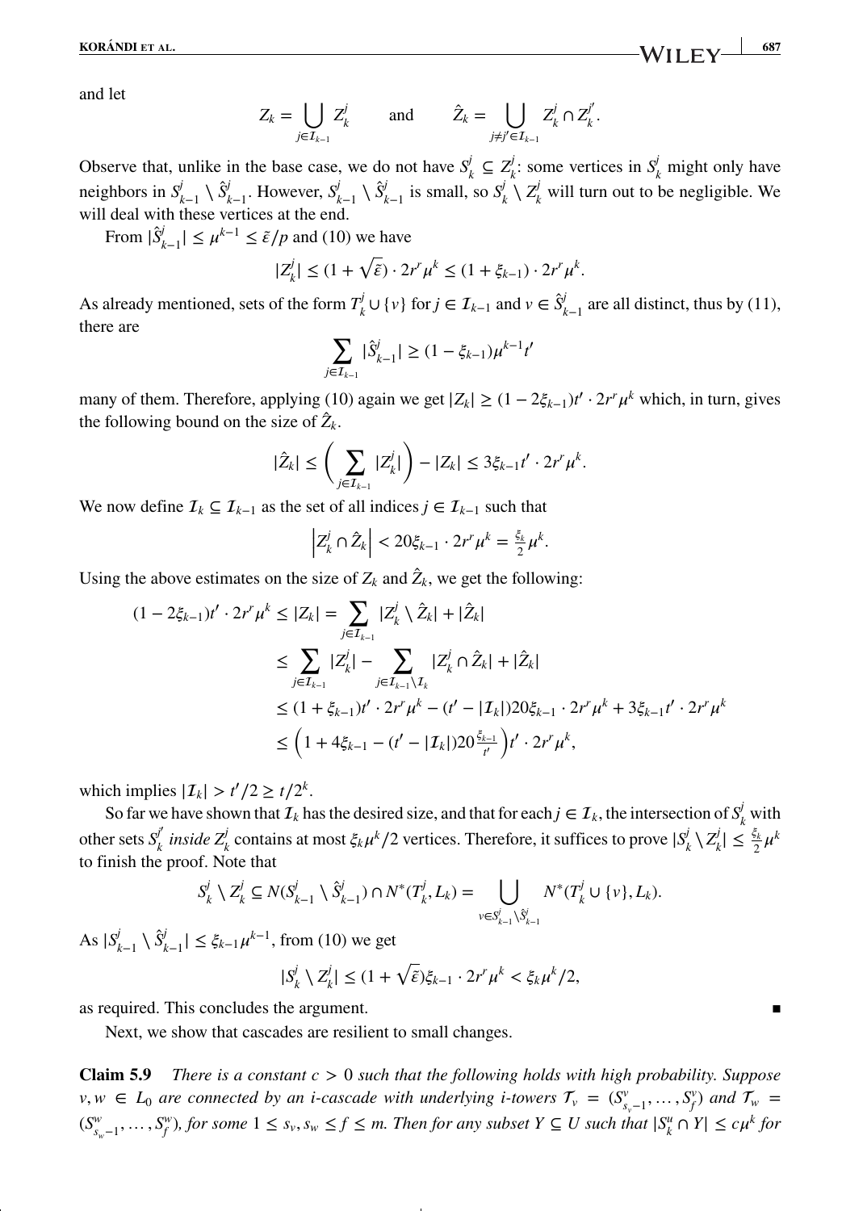and let

$$Z_k = \bigcup_{j \in \mathcal{I}_{k-1}} Z_k^j \qquad \text{and} \qquad \hat{Z}_k = \bigcup_{j \neq j' \in \mathcal{I}_{k-1}} Z_k^j \cap Z_k^{j'}.$$

Observe that, unlike in the base case, we do not have $S_k^j \subseteq Z_k^j$: some vertices in $S_k^j$ might only have neighbors in $S_{k-1}^j \setminus \hat{S}_{k-1}^j$. However, $S_{k-1}^j \setminus \hat{S}_{k-1}^j$ is small, so $S_k^j \setminus Z_k^j$ will turn out to be negligible. We will deal with these vertices at the end.

From $|\hat{S}_{k-1}^j| \leq \mu^{k-1} \leq \tilde{\varepsilon}/p$ and (10) we have

$$|Z_k^j| \leq (1 + \sqrt{\tilde{\varepsilon}}) \cdot 2r^r \mu^k \leq (1 + \xi_{k-1}) \cdot 2r^r \mu^k.$$

As already mentioned, sets of the form $T_k^j \cup \{v\}$ for $j \in \mathcal{I}_{k-1}$ and $v \in \hat{S}_{k-1}^j$ are all distinct, thus by (11), there are

$$\sum_{j \in \mathcal{I}_{k-1}} |\hat{S}_{k-1}^j| \geq (1 - \xi_{k-1}) \mu^{k-1} t'$$

many of them. Therefore, applying (10) again we get $|Z_k| \geq (1 - 2\xi_{k-1}) t' \cdot 2r^r \mu^k$ which, in turn, gives the following bound on the size of $\hat{Z}_k$.

$$|\hat{Z}_k| \leq \left( \sum_{j \in \mathcal{I}_{k-1}} |Z_k^j| \right) - |Z_k| \leq 3\xi_{k-1} t' \cdot 2r^r \mu^k.$$

We now define $\mathcal{I}_k \subseteq \mathcal{I}_{k-1}$ as the set of all indices $j \in \mathcal{I}_{k-1}$ such that

$$\left| Z_k^j \cap \hat{Z}_k \right| < 20\xi_{k-1} \cdot 2r^r \mu^k = \tfrac{\xi_k}{2} \mu^k.$$

Using the above estimates on the size of $Z_k$ and $\hat{Z}_k$, we get the following:

$$\begin{aligned}
(1 - 2\xi_{k-1}) t' \cdot 2r^r \mu^k \leq |Z_k| &= \sum_{j \in \mathcal{I}_{k-1}} |Z_k^j \setminus \hat{Z}_k| + |\hat{Z}_k| \\
&\leq \sum_{j \in \mathcal{I}_{k-1}} |Z_k^j| - \sum_{j \in \mathcal{I}_{k-1} \setminus \mathcal{I}_k} |Z_k^j \cap \hat{Z}_k| + |\hat{Z}_k| \\
&\leq (1 + \xi_{k-1}) t' \cdot 2r^r \mu^k - (t' - |\mathcal{I}_k|) 20\xi_{k-1} \cdot 2r^r \mu^k + 3\xi_{k-1} t' \cdot 2r^r \mu^k \\
&\leq \left( 1 + 4\xi_{k-1} - (t' - |\mathcal{I}_k|) 20 \tfrac{\xi_{k-1}}{t'} \right) t' \cdot 2r^r \mu^k,
\end{aligned}$$

which implies $|\mathcal{I}_k| > t'/2 \geq t/2^k$.

So far we have shown that $\mathcal{I}_k$ has the desired size, and that for each $j \in \mathcal{I}_k$, the intersection of $S_k^j$ with other sets $S_k^{j'}$ *inside* $Z_k^j$ contains at most $\xi_k \mu^k / 2$ vertices. Therefore, it suffices to prove $|S_k^j \setminus Z_k^j| \leq \frac{\xi_k}{2} \mu^k$ to finish the proof. Note that

$$S_k^j \setminus Z_k^j \subseteq N(S_{k-1}^j \setminus \hat{S}_{k-1}^j) \cap N^*(T_k^j, L_k) = \bigcup_{v \in S_{k-1}^j \setminus \hat{S}_{k-1}^j} N^*(T_k^j \cup \{v\}, L_k).$$

As $|S_{k-1}^j \setminus \hat{S}_{k-1}^j| \leq \xi_{k-1} \mu^{k-1}$, from (10) we get

$$|S_k^j \setminus Z_k^j| \leq (1 + \sqrt{\tilde{\varepsilon}}) \xi_{k-1} \cdot 2r^r \mu^k < \xi_k \mu^k / 2,$$

as required. This concludes the argument. ∎

Next, we show that cascades are resilient to small changes.

**Claim 5.9** *There is a constant $c > 0$ such that the following holds with high probability. Suppose $v, w \in L_0$ are connected by an i-cascade with underlying i-towers $\mathcal{T}_v = (S_{s_v-1}^v, \ldots, S_f^v)$ and $\mathcal{T}_w = (S_{s_w-1}^w, \ldots, S_f^w)$, for some $1 \leq s_v, s_w \leq f \leq m$. Then for any subset $Y \subseteq U$ such that $|S_k^u \cap Y| \leq c\mu^k$ for*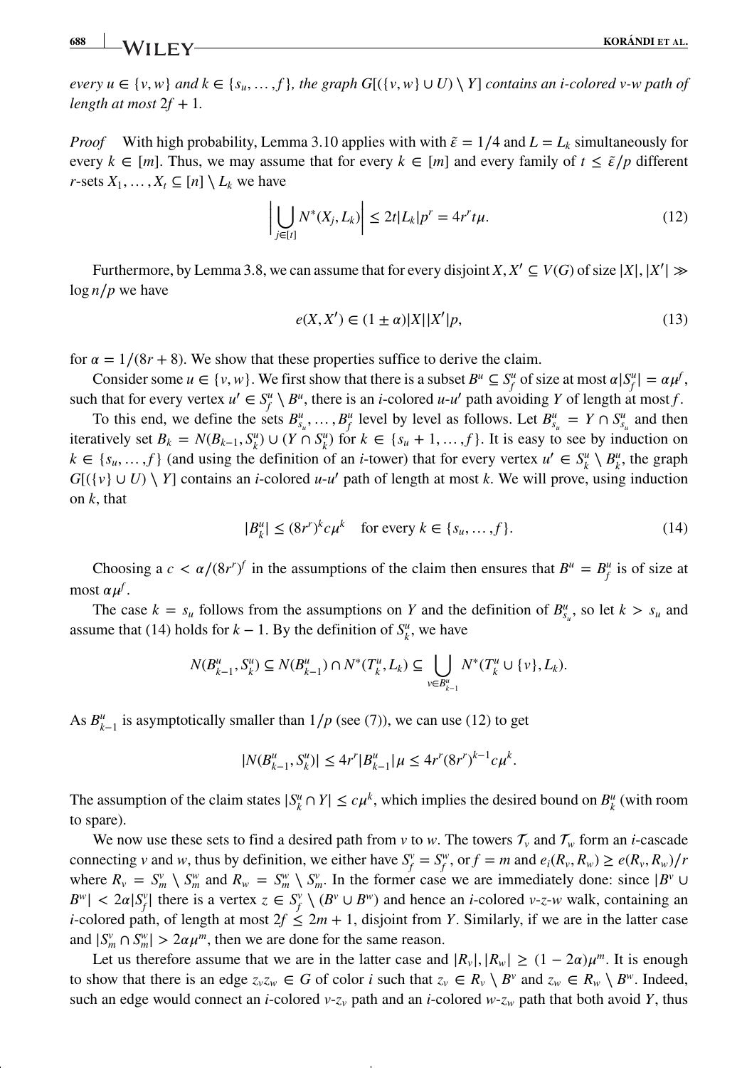*every* $u \in \{v, w\}$ *and* $k \in \{s_u, \dots, f\}$*, the graph* $G[(\{v,w\} \cup U) \setminus Y]$ *contains an* $i$*-colored* $v$*-*$w$ *path of length at most* $2f + 1$*.*

*Proof* With high probability, Lemma 3.10 applies with with $\tilde{\varepsilon} = 1/4$ and $L = L_k$ simultaneously for every $k \in [m]$. Thus, we may assume that for every $k \in [m]$ and every family of $t \leq \tilde{\varepsilon}/p$ different $r$-sets $X_1, \dots, X_t \subseteq [n] \setminus L_k$ we have

$$\left| \bigcup_{j \in [t]} N^*(X_j, L_k) \right| \leq 2t|L_k|p^r = 4r^r t\mu. \tag{12}$$

Furthermore, by Lemma 3.8, we can assume that for every disjoint $X, X' \subseteq V(G)$ of size $|X|, |X'| \gg \log n/p$ we have

$$e(X, X') \in (1 \pm \alpha)|X||X'|p, \tag{13}$$

for $\alpha = 1/(8r+8)$. We show that these properties suffice to derive the claim.

Consider some $u \in \{v, w\}$. We first show that there is a subset $B^u \subseteq S_f^u$ of size at most $\alpha|S_f^u| = \alpha\mu^f$, such that for every vertex $u' \in S_f^u \setminus B^u$, there is an $i$-colored $u$-$u'$ path avoiding $Y$ of length at most $f$.

To this end, we define the sets $B_{s_u}^u, \dots, B_f^u$ level by level as follows. Let $B_{s_u}^u = Y \cap S_{s_u}^u$ and then iteratively set $B_k = N(B_{k-1}, S_k^u) \cup (Y \cap S_k^u)$ for $k \in \{s_u + 1, \dots, f\}$. It is easy to see by induction on $k \in \{s_u, \dots, f\}$ (and using the definition of an $i$-tower) that for every vertex $u' \in S_k^u \setminus B_k^u$, the graph $G[(\{v\} \cup U) \setminus Y]$ contains an $i$-colored $u$-$u'$ path of length at most $k$. We will prove, using induction on $k$, that

$$|B_k^u| \leq (8r^r)^k c\mu^k \quad \text{for every } k \in \{s_u, \dots, f\}. \tag{14}$$

Choosing a $c < \alpha/(8r^r)^f$ in the assumptions of the claim then ensures that $B^u = B_f^u$ is of size at most $\alpha\mu^f$.

The case $k = s_u$ follows from the assumptions on $Y$ and the definition of $B_{s_u}^u$, so let $k > s_u$ and assume that (14) holds for $k - 1$. By the definition of $S_k^u$, we have

$$N(B_{k-1}^u, S_k^u) \subseteq N(B_{k-1}^u) \cap N^*(T_k^u, L_k) \subseteq \bigcup_{v \in B_{k-1}^u} N^*(T_k^u \cup \{v\}, L_k).$$

As $B_{k-1}^u$ is asymptotically smaller than $1/p$ (see (7)), we can use (12) to get

$$|N(B_{k-1}^u, S_k^u)| \leq 4r^r|B_{k-1}^u|\mu \leq 4r^r(8r^r)^{k-1}c\mu^k.$$

The assumption of the claim states $|S_k^u \cap Y| \leq c\mu^k$, which implies the desired bound on $B_k^u$ (with room to spare).

We now use these sets to find a desired path from $v$ to $w$. The towers $\mathcal{T}_v$ and $\mathcal{T}_w$ form an $i$-cascade connecting $v$ and $w$, thus by definition, we either have $S_f^v = S_f^w$, or $f = m$ and $e_i(R_v, R_w) \geq e(R_v, R_w)/r$ where $R_v = S_m^v \setminus S_m^w$ and $R_w = S_m^w \setminus S_m^v$. In the former case we are immediately done: since $|B^v \cup B^w| < 2\alpha|S_f^v|$ there is a vertex $z \in S_f^v \setminus (B^v \cup B^w)$ and hence an $i$-colored $v$-$z$-$w$ walk, containing an $i$-colored path, of length at most $2f \leq 2m + 1$, disjoint from $Y$. Similarly, if we are in the latter case and $|S_m^v \cap S_m^w| > 2\alpha\mu^m$, then we are done for the same reason.

Let us therefore assume that we are in the latter case and $|R_v|, |R_w| \geq (1 - 2\alpha)\mu^m$. It is enough to show that there is an edge $z_v z_w \in G$ of color $i$ such that $z_v \in R_v \setminus B^v$ and $z_w \in R_w \setminus B^w$. Indeed, such an edge would connect an $i$-colored $v$-$z_v$ path and an $i$-colored $w$-$z_w$ path that both avoid $Y$, thus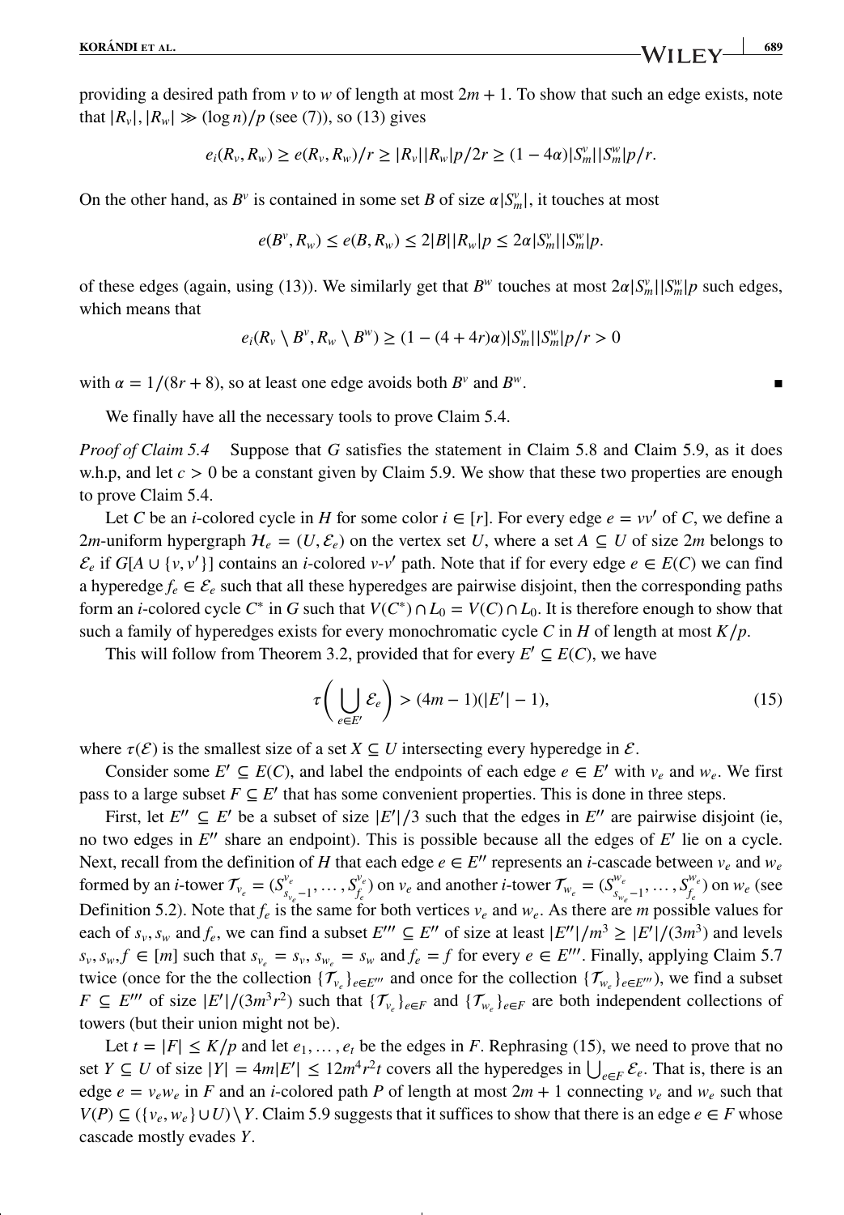providing a desired path from $v$ to $w$ of length at most $2m+1$. To show that such an edge exists, note that $|R_v|, |R_w| \gg (\log n)/p$ (see (7)), so (13) gives

$$e_i(R_v, R_w) \geq e(R_v, R_w)/r \geq |R_v||R_w|p/2r \geq (1-4\alpha)|S_m^v||S_m^w|p/r.$$

On the other hand, as $B^v$ is contained in some set $B$ of size $\alpha|S_m^v|$, it touches at most

$$e(B^v, R_w) \leq e(B, R_w) \leq 2|B||R_w|p \leq 2\alpha|S_m^v||S_m^w|p.$$

of these edges (again, using (13)). We similarly get that $B^w$ touches at most $2\alpha|S_m^v||S_m^w|p$ such edges, which means that

$$e_i(R_v \setminus B^v, R_w \setminus B^w) \geq (1-(4+4r)\alpha)|S_m^v||S_m^w|p/r > 0$$

with $\alpha = 1/(8r+8)$, so at least one edge avoids both $B^v$ and $B^w$. ■

We finally have all the necessary tools to prove Claim 5.4.

*Proof of Claim 5.4* Suppose that $G$ satisfies the statement in Claim 5.8 and Claim 5.9, as it does w.h.p, and let $c > 0$ be a constant given by Claim 5.9. We show that these two properties are enough to prove Claim 5.4.

Let $C$ be an $i$-colored cycle in $H$ for some color $i \in [r]$. For every edge $e = vv'$ of $C$, we define a $2m$-uniform hypergraph $\mathcal{H}_e = (U, \mathcal{E}_e)$ on the vertex set $U$, where a set $A \subseteq U$ of size $2m$ belongs to $\mathcal{E}_e$ if $G[A \cup \{v, v'\}]$ contains an $i$-colored $v$-$v'$ path. Note that if for every edge $e \in E(C)$ we can find a hyperedge $f_e \in \mathcal{E}_e$ such that all these hyperedges are pairwise disjoint, then the corresponding paths form an $i$-colored cycle $C^*$ in $G$ such that $V(C^*) \cap L_0 = V(C) \cap L_0$. It is therefore enough to show that such a family of hyperedges exists for every monochromatic cycle $C$ in $H$ of length at most $K/p$.

This will follow from Theorem 3.2, provided that for every $E' \subseteq E(C)$, we have

$$\tau\left(\bigcup_{e \in E'} \mathcal{E}_e\right) > (4m-1)(|E'|-1), \tag{15}$$

where $\tau(\mathcal{E})$ is the smallest size of a set $X \subseteq U$ intersecting every hyperedge in $\mathcal{E}$.

Consider some $E' \subseteq E(C)$, and label the endpoints of each edge $e \in E'$ with $v_e$ and $w_e$. We first pass to a large subset $F \subseteq E'$ that has some convenient properties. This is done in three steps.

First, let $E'' \subseteq E'$ be a subset of size $|E'|/3$ such that the edges in $E''$ are pairwise disjoint (ie, no two edges in $E''$ share an endpoint). This is possible because all the edges of $E'$ lie on a cycle. Next, recall from the definition of $H$ that each edge $e \in E''$ represents an $i$-cascade between $v_e$ and $w_e$ formed by an $i$-tower $\mathcal{T}_{v_e} = (S^{v_e}_{s_{v_e}-1}, \ldots, S^{v_e}_{f_e})$ on $v_e$ and another $i$-tower $\mathcal{T}_{w_e} = (S^{w_e}_{s_{w_e}-1}, \ldots, S^{w_e}_{f_e})$ on $w_e$ (see Definition 5.2). Note that $f_e$ is the same for both vertices $v_e$ and $w_e$. As there are $m$ possible values for each of $s_v, s_w$ and $f_e$, we can find a subset $E''' \subseteq E''$ of size at least $|E''|/m^3 \geq |E'|/(3m^3)$ and levels $s_v, s_w, f \in [m]$ such that $s_{v_e} = s_v$, $s_{w_e} = s_w$ and $f_e = f$ for every $e \in E'''$. Finally, applying Claim 5.7 twice (once for the the collection $\{\mathcal{T}_{v_e}\}_{e \in E'''}$ and once for the collection $\{\mathcal{T}_{w_e}\}_{e \in E'''}$), we find a subset $F \subseteq E'''$ of size $|E'|/(3m^3r^2)$ such that $\{\mathcal{T}_{v_e}\}_{e \in F}$ and $\{\mathcal{T}_{w_e}\}_{e \in F}$ are both independent collections of towers (but their union might not be).

Let $t = |F| \leq K/p$ and let $e_1, \ldots, e_t$ be the edges in $F$. Rephrasing (15), we need to prove that no set $Y \subseteq U$ of size $|Y| = 4m|E'| \leq 12m^4r^2t$ covers all the hyperedges in $\bigcup_{e \in F} \mathcal{E}_e$. That is, there is an edge $e = v_e w_e$ in $F$ and an $i$-colored path $P$ of length at most $2m+1$ connecting $v_e$ and $w_e$ such that $V(P) \subseteq (\{v_e, w_e\} \cup U) \setminus Y$. Claim 5.9 suggests that it suffices to show that there is an edge $e \in F$ whose cascade mostly evades $Y$.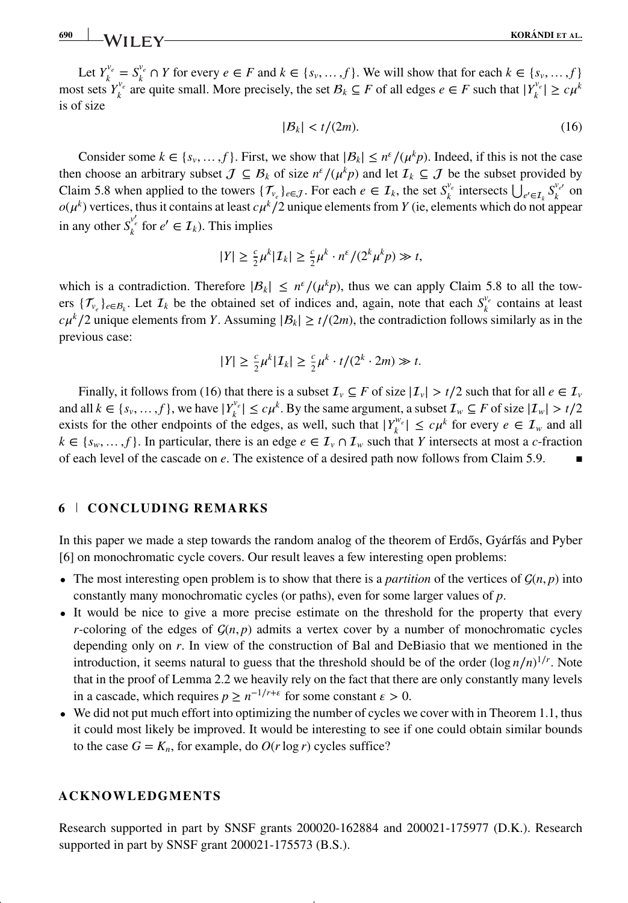Let $Y_k^{v_e} = S_k^{v_e} \cap Y$ for every $e \in F$ and $k \in \{s_v, \dots, f\}$. We will show that for each $k \in \{s_v, \dots, f\}$ most sets $Y_k^{v_e}$ are quite small. More precisely, the set $\mathcal{B}_k \subseteq F$ of all edges $e \in F$ such that $|Y_k^{v_e}| \geq c\mu^k$ is of size

$$|\mathcal{B}_k| < t/(2m). \tag{16}$$

Consider some $k \in \{s_v, \dots, f\}$. First, we show that $|\mathcal{B}_k| \leq n^\varepsilon/(\mu^k p)$. Indeed, if this is not the case then choose an arbitrary subset $\mathcal{J} \subseteq \mathcal{B}_k$ of size $n^\varepsilon/(\mu^k p)$ and let $\mathcal{I}_k \subseteq \mathcal{J}$ be the subset provided by Claim 5.8 when applied to the towers $\{\mathcal{T}_{v_e}\}_{e \in \mathcal{J}}$. For each $e \in \mathcal{I}_k$, the set $S_k^{v_e}$ intersects $\bigcup_{e' \in \mathcal{I}_k} S_k^{v_{e'}}$ on $o(\mu^k)$ vertices, thus it contains at least $c\mu^k/2$ unique elements from $Y$ (ie, elements which do not appear in any other $S_k^{v'_e}$ for $e' \in \mathcal{I}_k$). This implies

$$|Y| \geq \tfrac{c}{2}\mu^k |\mathcal{I}_k| \geq \tfrac{c}{2}\mu^k \cdot n^\varepsilon/(2^k \mu^k p) \gg t,$$

which is a contradiction. Therefore $|\mathcal{B}_k| \leq n^\varepsilon/(\mu^k p)$, thus we can apply Claim 5.8 to all the towers $\{\mathcal{T}_{v_e}\}_{e \in \mathcal{B}_k}$. Let $\mathcal{I}_k$ be the obtained set of indices and, again, note that each $S_k^{v_e}$ contains at least $c\mu^k/2$ unique elements from $Y$. Assuming $|\mathcal{B}_k| \geq t/(2m)$, the contradiction follows similarly as in the previous case:

$$|Y| \geq \tfrac{c}{2}\mu^k |\mathcal{I}_k| \geq \tfrac{c}{2}\mu^k \cdot t/(2^k \cdot 2m) \gg t.$$

Finally, it follows from (16) that there is a subset $\mathcal{I}_v \subseteq F$ of size $|\mathcal{I}_v| > t/2$ such that for all $e \in \mathcal{I}_v$ and all $k \in \{s_v, \dots, f\}$, we have $|Y_k^{v_e}| \leq c\mu^k$. By the same argument, a subset $\mathcal{I}_w \subseteq F$ of size $|\mathcal{I}_w| > t/2$ exists for the other endpoints of the edges, as well, such that $|Y_k^{w_e}| \leq c\mu^k$ for every $e \in \mathcal{I}_w$ and all $k \in \{s_w, \dots, f\}$. In particular, there is an edge $e \in \mathcal{I}_v \cap \mathcal{I}_w$ such that $Y$ intersects at most a $c$-fraction of each level of the cascade on $e$. The existence of a desired path now follows from Claim 5.9. ∎

## 6 | CONCLUDING REMARKS

In this paper we made a step towards the random analog of the theorem of Erdős, Gyárfás and Pyber [6] on monochromatic cycle covers. Our result leaves a few interesting open problems:

- The most interesting open problem is to show that there is a *partition* of the vertices of $\mathcal{G}(n, p)$ into constantly many monochromatic cycles (or paths), even for some larger values of $p$.
- It would be nice to give a more precise estimate on the threshold for the property that every $r$-coloring of the edges of $\mathcal{G}(n, p)$ admits a vertex cover by a number of monochromatic cycles depending only on $r$. In view of the construction of Bal and DeBiasio that we mentioned in the introduction, it seems natural to guess that the threshold should be of the order $(\log n/n)^{1/r}$. Note that in the proof of Lemma 2.2 we heavily rely on the fact that there are only constantly many levels in a cascade, which requires $p \geq n^{-1/r+\varepsilon}$ for some constant $\varepsilon > 0$.
- We did not put much effort into optimizing the number of cycles we cover with in Theorem 1.1, thus it could most likely be improved. It would be interesting to see if one could obtain similar bounds to the case $G = K_n$, for example, do $O(r \log r)$ cycles suffice?

## ACKNOWLEDGMENTS

Research supported in part by SNSF grants 200020-162884 and 200021-175977 (D.K.). Research supported in part by SNSF grant 200021-175573 (B.S.).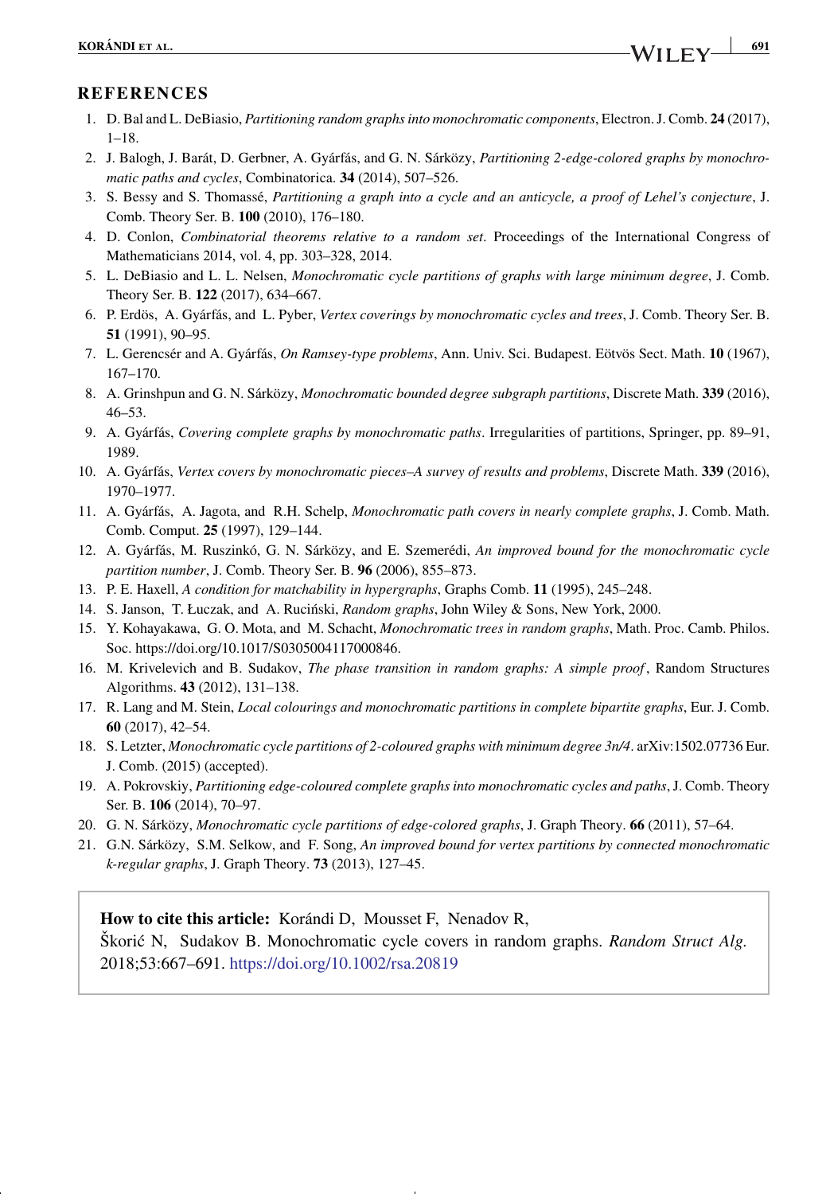## REFERENCES

1. D. Bal and L. DeBiasio, *Partitioning random graphs into monochromatic components*, Electron. J. Comb. **24** (2017), 1–18.
2. J. Balogh, J. Barát, D. Gerbner, A. Gyárfás, and G. N. Sárközy, *Partitioning 2-edge-colored graphs by monochromatic paths and cycles*, Combinatorica. **34** (2014), 507–526.
3. S. Bessy and S. Thomassé, *Partitioning a graph into a cycle and an anticycle, a proof of Lehel's conjecture*, J. Comb. Theory Ser. B. **100** (2010), 176–180.
4. D. Conlon, *Combinatorial theorems relative to a random set*. Proceedings of the International Congress of Mathematicians 2014, vol. 4, pp. 303–328, 2014.
5. L. DeBiasio and L. L. Nelsen, *Monochromatic cycle partitions of graphs with large minimum degree*, J. Comb. Theory Ser. B. **122** (2017), 634–667.
6. P. Erdös, A. Gyárfás, and L. Pyber, *Vertex coverings by monochromatic cycles and trees*, J. Comb. Theory Ser. B. **51** (1991), 90–95.
7. L. Gerencsér and A. Gyárfás, *On Ramsey-type problems*, Ann. Univ. Sci. Budapest. Eötvös Sect. Math. **10** (1967), 167–170.
8. A. Grinshpun and G. N. Sárközy, *Monochromatic bounded degree subgraph partitions*, Discrete Math. **339** (2016), 46–53.
9. A. Gyárfás, *Covering complete graphs by monochromatic paths*. Irregularities of partitions, Springer, pp. 89–91, 1989.
10. A. Gyárfás, *Vertex covers by monochromatic pieces–A survey of results and problems*, Discrete Math. **339** (2016), 1970–1977.
11. A. Gyárfás, A. Jagota, and R.H. Schelp, *Monochromatic path covers in nearly complete graphs*, J. Comb. Math. Comb. Comput. **25** (1997), 129–144.
12. A. Gyárfás, M. Ruszinkó, G. N. Sárközy, and E. Szemerédi, *An improved bound for the monochromatic cycle partition number*, J. Comb. Theory Ser. B. **96** (2006), 855–873.
13. P. E. Haxell, *A condition for matchability in hypergraphs*, Graphs Comb. **11** (1995), 245–248.
14. S. Janson, T. Łuczak, and A. Ruciński, *Random graphs*, John Wiley & Sons, New York, 2000.
15. Y. Kohayakawa, G. O. Mota, and M. Schacht, *Monochromatic trees in random graphs*, Math. Proc. Camb. Philos. Soc. https://doi.org/10.1017/S0305004117000846.
16. M. Krivelevich and B. Sudakov, *The phase transition in random graphs: A simple proof*, Random Structures Algorithms. **43** (2012), 131–138.
17. R. Lang and M. Stein, *Local colourings and monochromatic partitions in complete bipartite graphs*, Eur. J. Comb. **60** (2017), 42–54.
18. S. Letzter, *Monochromatic cycle partitions of 2-coloured graphs with minimum degree 3n/4*. arXiv:1502.07736 Eur. J. Comb. (2015) (accepted).
19. A. Pokrovskiy, *Partitioning edge-coloured complete graphs into monochromatic cycles and paths*, J. Comb. Theory Ser. B. **106** (2014), 70–97.
20. G. N. Sárközy, *Monochromatic cycle partitions of edge-colored graphs*, J. Graph Theory. **66** (2011), 57–64.
21. G.N. Sárközy, S.M. Selkow, and F. Song, *An improved bound for vertex partitions by connected monochromatic k-regular graphs*, J. Graph Theory. **73** (2013), 127–45.

**How to cite this article:** Korándi D, Mousset F, Nenadov R, Škorić N, Sudakov B. Monochromatic cycle covers in random graphs. *Random Struct Alg.* 2018;53:667–691. https://doi.org/10.1002/rsa.20819